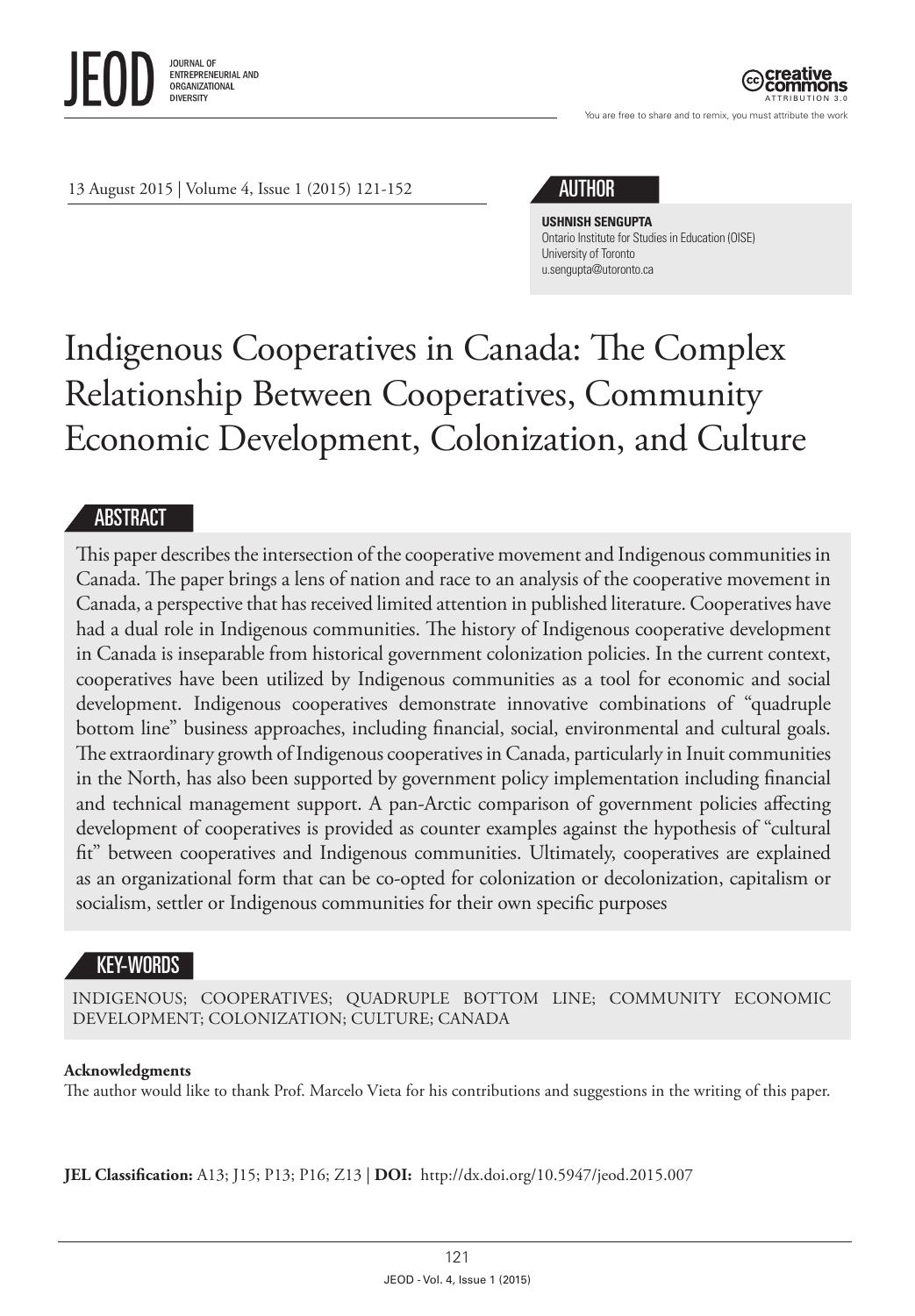13 August 2015 | Volume 4, Issue 1 (2015) 121-152

## AUTHOR

**USHNISH SENGUPTA**
Ontario Institute for Studies in Education (OISE)
University of Toronto
u.sengupta@utoronto.ca

# Indigenous Cooperatives in Canada: The Complex Relationship Between Cooperatives, Community Economic Development, Colonization, and Culture

## ABSTRACT

This paper describes the intersection of the cooperative movement and Indigenous communities in Canada. The paper brings a lens of nation and race to an analysis of the cooperative movement in Canada, a perspective that has received limited attention in published literature. Cooperatives have had a dual role in Indigenous communities. The history of Indigenous cooperative development in Canada is inseparable from historical government colonization policies. In the current context, cooperatives have been utilized by Indigenous communities as a tool for economic and social development. Indigenous cooperatives demonstrate innovative combinations of "quadruple bottom line" business approaches, including financial, social, environmental and cultural goals. The extraordinary growth of Indigenous cooperatives in Canada, particularly in Inuit communities in the North, has also been supported by government policy implementation including financial and technical management support. A pan-Arctic comparison of government policies affecting development of cooperatives is provided as counter examples against the hypothesis of "cultural fit" between cooperatives and Indigenous communities. Ultimately, cooperatives are explained as an organizational form that can be co-opted for colonization or decolonization, capitalism or socialism, settler or Indigenous communities for their own specific purposes

## KEY-WORDS

INDIGENOUS; COOPERATIVES; QUADRUPLE BOTTOM LINE; COMMUNITY ECONOMIC DEVELOPMENT; COLONIZATION; CULTURE; CANADA

**Acknowledgments**
The author would like to thank Prof. Marcelo Vieta for his contributions and suggestions in the writing of this paper.

**JEL Classification:** A13; J15; P13; P16; Z13 | **DOI:** http://dx.doi.org/10.5947/jeod.2015.007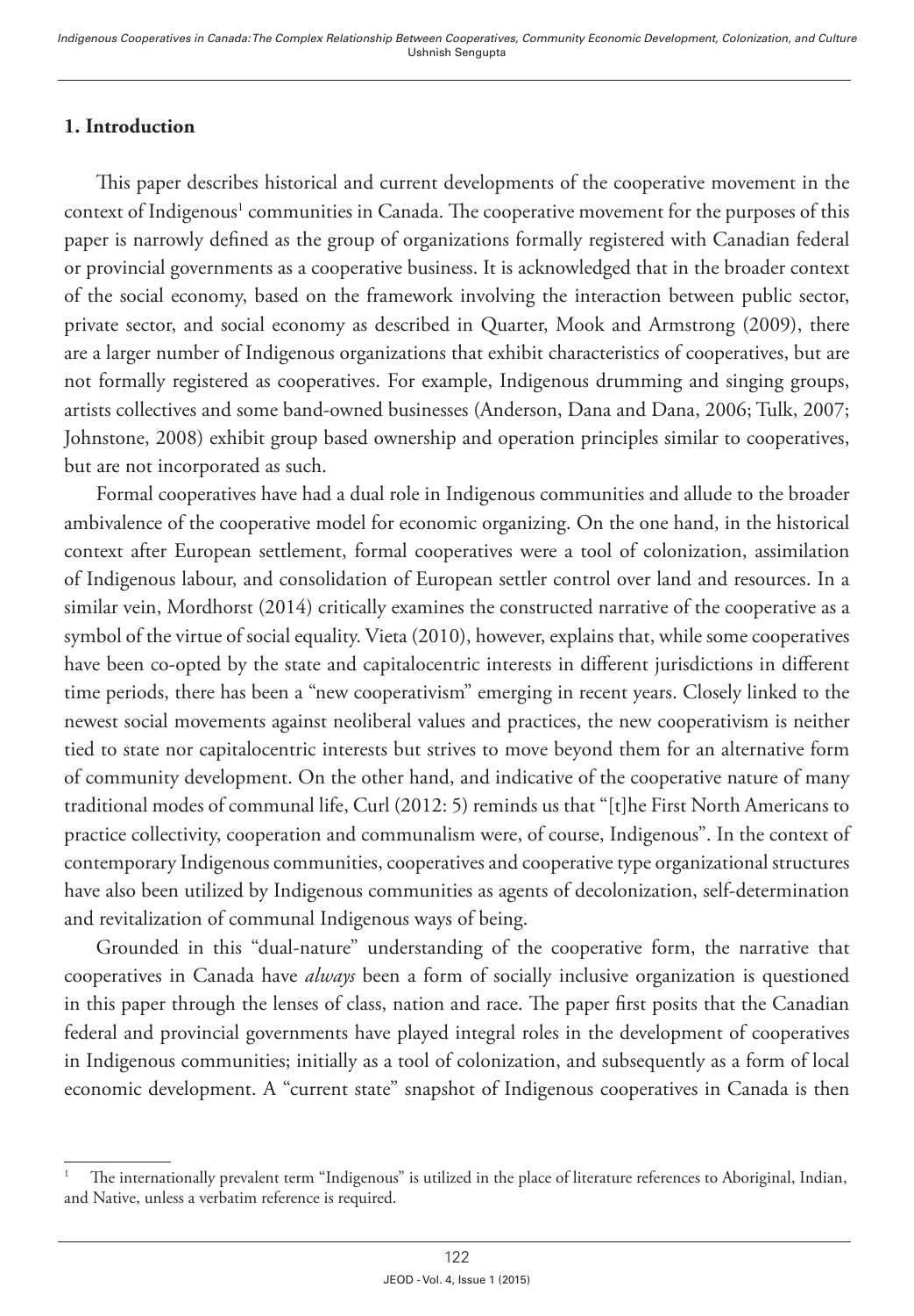## 1. Introduction

This paper describes historical and current developments of the cooperative movement in the context of Indigenous[1] communities in Canada. The cooperative movement for the purposes of this paper is narrowly defined as the group of organizations formally registered with Canadian federal or provincial governments as a cooperative business. It is acknowledged that in the broader context of the social economy, based on the framework involving the interaction between public sector, private sector, and social economy as described in Quarter, Mook and Armstrong (2009), there are a larger number of Indigenous organizations that exhibit characteristics of cooperatives, but are not formally registered as cooperatives. For example, Indigenous drumming and singing groups, artists collectives and some band-owned businesses (Anderson, Dana and Dana, 2006; Tulk, 2007; Johnstone, 2008) exhibit group based ownership and operation principles similar to cooperatives, but are not incorporated as such.

Formal cooperatives have had a dual role in Indigenous communities and allude to the broader ambivalence of the cooperative model for economic organizing. On the one hand, in the historical context after European settlement, formal cooperatives were a tool of colonization, assimilation of Indigenous labour, and consolidation of European settler control over land and resources. In a similar vein, Mordhorst (2014) critically examines the constructed narrative of the cooperative as a symbol of the virtue of social equality. Vieta (2010), however, explains that, while some cooperatives have been co-opted by the state and capitalocentric interests in different jurisdictions in different time periods, there has been a "new cooperativism" emerging in recent years. Closely linked to the newest social movements against neoliberal values and practices, the new cooperativism is neither tied to state nor capitalocentric interests but strives to move beyond them for an alternative form of community development. On the other hand, and indicative of the cooperative nature of many traditional modes of communal life, Curl (2012: 5) reminds us that "[t]he First North Americans to practice collectivity, cooperation and communalism were, of course, Indigenous". In the context of contemporary Indigenous communities, cooperatives and cooperative type organizational structures have also been utilized by Indigenous communities as agents of decolonization, self-determination and revitalization of communal Indigenous ways of being.

Grounded in this "dual-nature" understanding of the cooperative form, the narrative that cooperatives in Canada have *always* been a form of socially inclusive organization is questioned in this paper through the lenses of class, nation and race. The paper first posits that the Canadian federal and provincial governments have played integral roles in the development of cooperatives in Indigenous communities; initially as a tool of colonization, and subsequently as a form of local economic development. A "current state" snapshot of Indigenous cooperatives in Canada is then

[1] The internationally prevalent term "Indigenous" is utilized in the place of literature references to Aboriginal, Indian, and Native, unless a verbatim reference is required.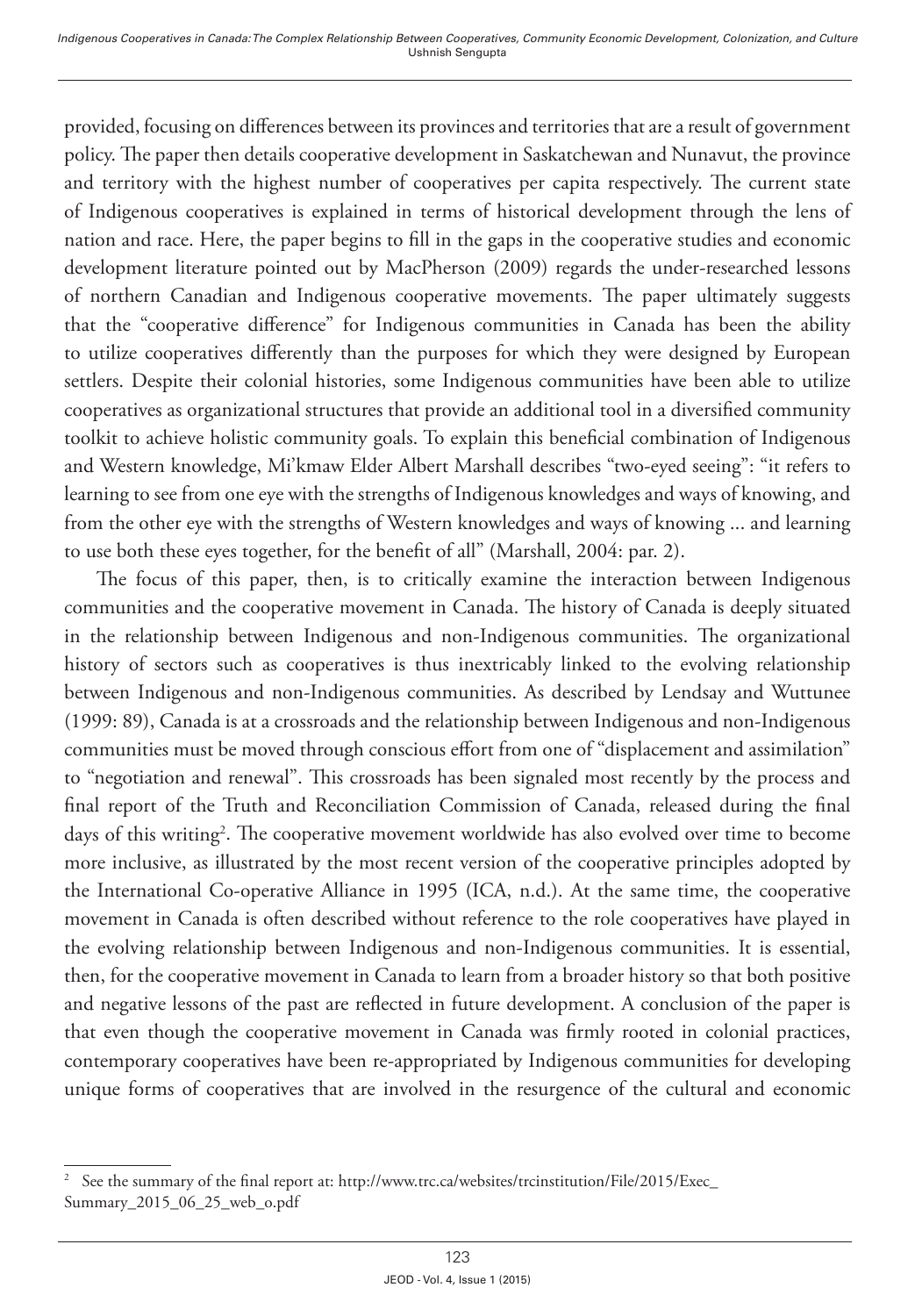provided, focusing on differences between its provinces and territories that are a result of government policy. The paper then details cooperative development in Saskatchewan and Nunavut, the province and territory with the highest number of cooperatives per capita respectively. The current state of Indigenous cooperatives is explained in terms of historical development through the lens of nation and race. Here, the paper begins to fill in the gaps in the cooperative studies and economic development literature pointed out by MacPherson (2009) regards the under-researched lessons of northern Canadian and Indigenous cooperative movements. The paper ultimately suggests that the "cooperative difference" for Indigenous communities in Canada has been the ability to utilize cooperatives differently than the purposes for which they were designed by European settlers. Despite their colonial histories, some Indigenous communities have been able to utilize cooperatives as organizational structures that provide an additional tool in a diversified community toolkit to achieve holistic community goals. To explain this beneficial combination of Indigenous and Western knowledge, Mi'kmaw Elder Albert Marshall describes "two-eyed seeing": "it refers to learning to see from one eye with the strengths of Indigenous knowledges and ways of knowing, and from the other eye with the strengths of Western knowledges and ways of knowing ... and learning to use both these eyes together, for the benefit of all" (Marshall, 2004: par. 2).

The focus of this paper, then, is to critically examine the interaction between Indigenous communities and the cooperative movement in Canada. The history of Canada is deeply situated in the relationship between Indigenous and non-Indigenous communities. The organizational history of sectors such as cooperatives is thus inextricably linked to the evolving relationship between Indigenous and non-Indigenous communities. As described by Lendsay and Wuttunee (1999: 89), Canada is at a crossroads and the relationship between Indigenous and non-Indigenous communities must be moved through conscious effort from one of "displacement and assimilation" to "negotiation and renewal". This crossroads has been signaled most recently by the process and final report of the Truth and Reconciliation Commission of Canada, released during the final days of this writing[2]. The cooperative movement worldwide has also evolved over time to become more inclusive, as illustrated by the most recent version of the cooperative principles adopted by the International Co-operative Alliance in 1995 (ICA, n.d.). At the same time, the cooperative movement in Canada is often described without reference to the role cooperatives have played in the evolving relationship between Indigenous and non-Indigenous communities. It is essential, then, for the cooperative movement in Canada to learn from a broader history so that both positive and negative lessons of the past are reflected in future development. A conclusion of the paper is that even though the cooperative movement in Canada was firmly rooted in colonial practices, contemporary cooperatives have been re-appropriated by Indigenous communities for developing unique forms of cooperatives that are involved in the resurgence of the cultural and economic

[2] See the summary of the final report at: http://www.trc.ca/websites/trcinstitution/File/2015/Exec_Summary_2015_06_25_web_o.pdf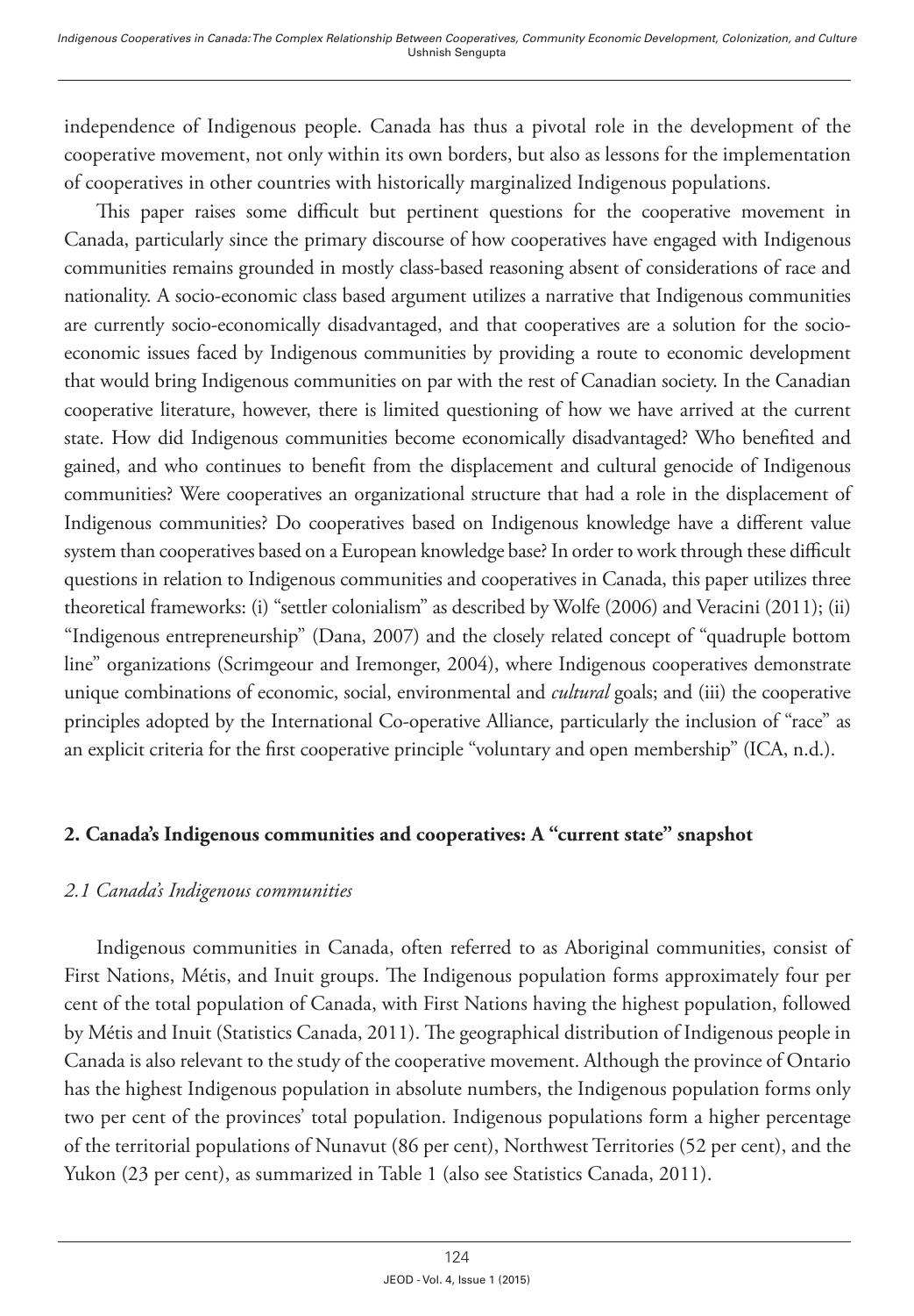independence of Indigenous people. Canada has thus a pivotal role in the development of the cooperative movement, not only within its own borders, but also as lessons for the implementation of cooperatives in other countries with historically marginalized Indigenous populations.

This paper raises some difficult but pertinent questions for the cooperative movement in Canada, particularly since the primary discourse of how cooperatives have engaged with Indigenous communities remains grounded in mostly class-based reasoning absent of considerations of race and nationality. A socio-economic class based argument utilizes a narrative that Indigenous communities are currently socio-economically disadvantaged, and that cooperatives are a solution for the socio-economic issues faced by Indigenous communities by providing a route to economic development that would bring Indigenous communities on par with the rest of Canadian society. In the Canadian cooperative literature, however, there is limited questioning of how we have arrived at the current state. How did Indigenous communities become economically disadvantaged? Who benefited and gained, and who continues to benefit from the displacement and cultural genocide of Indigenous communities? Were cooperatives an organizational structure that had a role in the displacement of Indigenous communities? Do cooperatives based on Indigenous knowledge have a different value system than cooperatives based on a European knowledge base? In order to work through these difficult questions in relation to Indigenous communities and cooperatives in Canada, this paper utilizes three theoretical frameworks: (i) "settler colonialism" as described by Wolfe (2006) and Veracini (2011); (ii) "Indigenous entrepreneurship" (Dana, 2007) and the closely related concept of "quadruple bottom line" organizations (Scrimgeour and Iremonger, 2004), where Indigenous cooperatives demonstrate unique combinations of economic, social, environmental and *cultural* goals; and (iii) the cooperative principles adopted by the International Co-operative Alliance, particularly the inclusion of "race" as an explicit criteria for the first cooperative principle "voluntary and open membership" (ICA, n.d.).

## 2. Canada's Indigenous communities and cooperatives: A "current state" snapshot

### *2.1 Canada's Indigenous communities*

Indigenous communities in Canada, often referred to as Aboriginal communities, consist of First Nations, Métis, and Inuit groups. The Indigenous population forms approximately four per cent of the total population of Canada, with First Nations having the highest population, followed by Métis and Inuit (Statistics Canada, 2011). The geographical distribution of Indigenous people in Canada is also relevant to the study of the cooperative movement. Although the province of Ontario has the highest Indigenous population in absolute numbers, the Indigenous population forms only two per cent of the provinces' total population. Indigenous populations form a higher percentage of the territorial populations of Nunavut (86 per cent), Northwest Territories (52 per cent), and the Yukon (23 per cent), as summarized in Table 1 (also see Statistics Canada, 2011).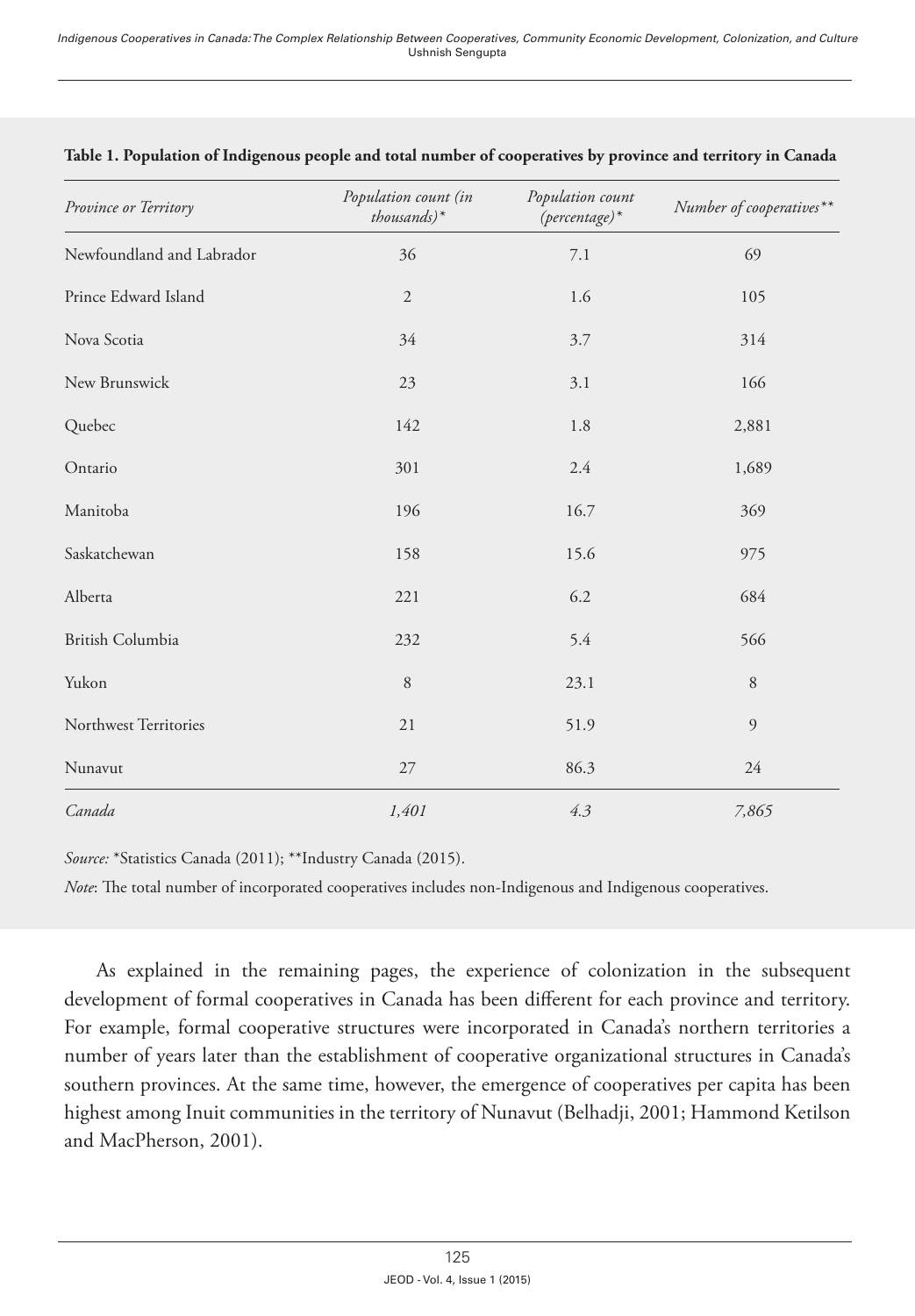**Table 1. Population of Indigenous people and total number of cooperatives by province and territory in Canada**

| *Province or Territory* | *Population count (in thousands)** | *Population count (percentage)** | *Number of cooperatives*** |
|---|---|---|---|
| Newfoundland and Labrador | 36 | 7.1 | 69 |
| Prince Edward Island | 2 | 1.6 | 105 |
| Nova Scotia | 34 | 3.7 | 314 |
| New Brunswick | 23 | 3.1 | 166 |
| Quebec | 142 | 1.8 | 2,881 |
| Ontario | 301 | 2.4 | 1,689 |
| Manitoba | 196 | 16.7 | 369 |
| Saskatchewan | 158 | 15.6 | 975 |
| Alberta | 221 | 6.2 | 684 |
| British Columbia | 232 | 5.4 | 566 |
| Yukon | 8 | 23.1 | 8 |
| Northwest Territories | 21 | 51.9 | 9 |
| Nunavut | 27 | 86.3 | 24 |
| *Canada* | *1,401* | *4.3* | *7,865* |

*Source:* *Statistics Canada (2011); **Industry Canada (2015).

*Note*: The total number of incorporated cooperatives includes non-Indigenous and Indigenous cooperatives.

As explained in the remaining pages, the experience of colonization in the subsequent development of formal cooperatives in Canada has been different for each province and territory. For example, formal cooperative structures were incorporated in Canada's northern territories a number of years later than the establishment of cooperative organizational structures in Canada's southern provinces. At the same time, however, the emergence of cooperatives per capita has been highest among Inuit communities in the territory of Nunavut (Belhadji, 2001; Hammond Ketilson and MacPherson, 2001).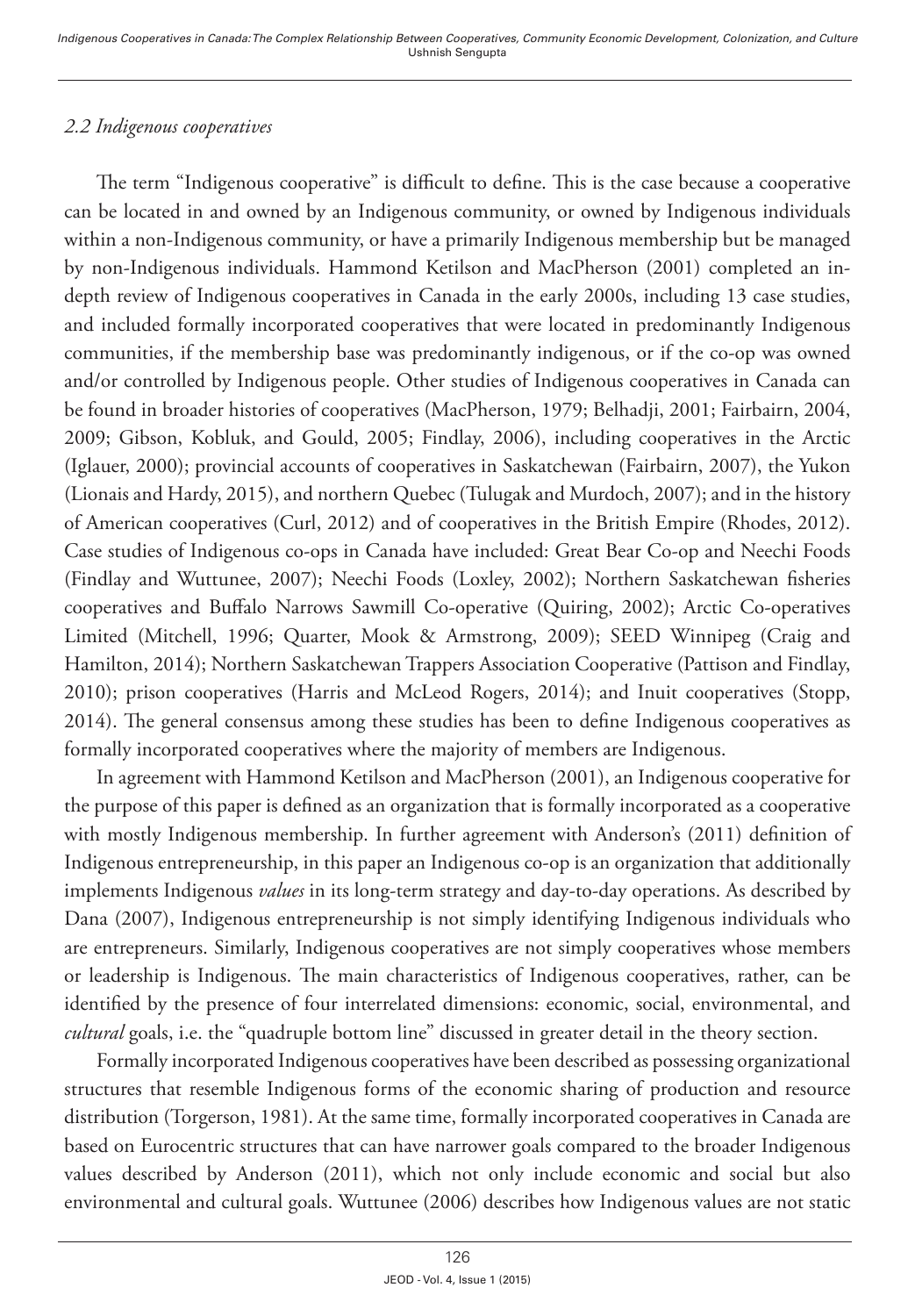### *2.2 Indigenous cooperatives*

The term "Indigenous cooperative" is difficult to define. This is the case because a cooperative can be located in and owned by an Indigenous community, or owned by Indigenous individuals within a non-Indigenous community, or have a primarily Indigenous membership but be managed by non-Indigenous individuals. Hammond Ketilson and MacPherson (2001) completed an in-depth review of Indigenous cooperatives in Canada in the early 2000s, including 13 case studies, and included formally incorporated cooperatives that were located in predominantly Indigenous communities, if the membership base was predominantly indigenous, or if the co-op was owned and/or controlled by Indigenous people. Other studies of Indigenous cooperatives in Canada can be found in broader histories of cooperatives (MacPherson, 1979; Belhadji, 2001; Fairbairn, 2004, 2009; Gibson, Kobluk, and Gould, 2005; Findlay, 2006), including cooperatives in the Arctic (Iglauer, 2000); provincial accounts of cooperatives in Saskatchewan (Fairbairn, 2007), the Yukon (Lionais and Hardy, 2015), and northern Quebec (Tulugak and Murdoch, 2007); and in the history of American cooperatives (Curl, 2012) and of cooperatives in the British Empire (Rhodes, 2012). Case studies of Indigenous co-ops in Canada have included: Great Bear Co-op and Neechi Foods (Findlay and Wuttunee, 2007); Neechi Foods (Loxley, 2002); Northern Saskatchewan fisheries cooperatives and Buffalo Narrows Sawmill Co-operative (Quiring, 2002); Arctic Co-operatives Limited (Mitchell, 1996; Quarter, Mook & Armstrong, 2009); SEED Winnipeg (Craig and Hamilton, 2014); Northern Saskatchewan Trappers Association Cooperative (Pattison and Findlay, 2010); prison cooperatives (Harris and McLeod Rogers, 2014); and Inuit cooperatives (Stopp, 2014). The general consensus among these studies has been to define Indigenous cooperatives as formally incorporated cooperatives where the majority of members are Indigenous.

In agreement with Hammond Ketilson and MacPherson (2001), an Indigenous cooperative for the purpose of this paper is defined as an organization that is formally incorporated as a cooperative with mostly Indigenous membership. In further agreement with Anderson's (2011) definition of Indigenous entrepreneurship, in this paper an Indigenous co-op is an organization that additionally implements Indigenous *values* in its long-term strategy and day-to-day operations. As described by Dana (2007), Indigenous entrepreneurship is not simply identifying Indigenous individuals who are entrepreneurs. Similarly, Indigenous cooperatives are not simply cooperatives whose members or leadership is Indigenous. The main characteristics of Indigenous cooperatives, rather, can be identified by the presence of four interrelated dimensions: economic, social, environmental, and *cultural* goals, i.e. the "quadruple bottom line" discussed in greater detail in the theory section.

Formally incorporated Indigenous cooperatives have been described as possessing organizational structures that resemble Indigenous forms of the economic sharing of production and resource distribution (Torgerson, 1981). At the same time, formally incorporated cooperatives in Canada are based on Eurocentric structures that can have narrower goals compared to the broader Indigenous values described by Anderson (2011), which not only include economic and social but also environmental and cultural goals. Wuttunee (2006) describes how Indigenous values are not static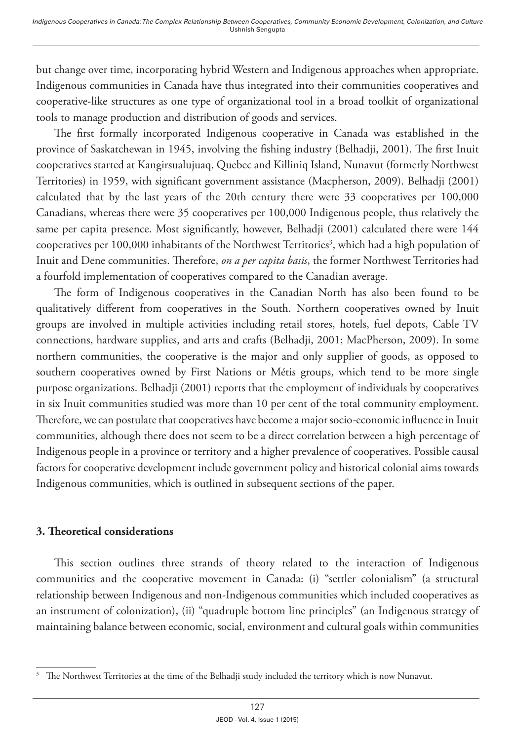but change over time, incorporating hybrid Western and Indigenous approaches when appropriate. Indigenous communities in Canada have thus integrated into their communities cooperatives and cooperative-like structures as one type of organizational tool in a broad toolkit of organizational tools to manage production and distribution of goods and services.

The first formally incorporated Indigenous cooperative in Canada was established in the province of Saskatchewan in 1945, involving the fishing industry (Belhadji, 2001). The first Inuit cooperatives started at Kangirsualujuaq, Quebec and Killiniq Island, Nunavut (formerly Northwest Territories) in 1959, with significant government assistance (Macpherson, 2009). Belhadji (2001) calculated that by the last years of the 20th century there were 33 cooperatives per 100,000 Canadians, whereas there were 35 cooperatives per 100,000 Indigenous people, thus relatively the same per capita presence. Most significantly, however, Belhadji (2001) calculated there were 144 cooperatives per 100,000 inhabitants of the Northwest Territories[3], which had a high population of Inuit and Dene communities. Therefore, *on a per capita basis*, the former Northwest Territories had a fourfold implementation of cooperatives compared to the Canadian average.

The form of Indigenous cooperatives in the Canadian North has also been found to be qualitatively different from cooperatives in the South. Northern cooperatives owned by Inuit groups are involved in multiple activities including retail stores, hotels, fuel depots, Cable TV connections, hardware supplies, and arts and crafts (Belhadji, 2001; MacPherson, 2009). In some northern communities, the cooperative is the major and only supplier of goods, as opposed to southern cooperatives owned by First Nations or Métis groups, which tend to be more single purpose organizations. Belhadji (2001) reports that the employment of individuals by cooperatives in six Inuit communities studied was more than 10 per cent of the total community employment. Therefore, we can postulate that cooperatives have become a major socio-economic influence in Inuit communities, although there does not seem to be a direct correlation between a high percentage of Indigenous people in a province or territory and a higher prevalence of cooperatives. Possible causal factors for cooperative development include government policy and historical colonial aims towards Indigenous communities, which is outlined in subsequent sections of the paper.

## 3. Theoretical considerations

This section outlines three strands of theory related to the interaction of Indigenous communities and the cooperative movement in Canada: (i) "settler colonialism" (a structural relationship between Indigenous and non-Indigenous communities which included cooperatives as an instrument of colonization), (ii) "quadruple bottom line principles" (an Indigenous strategy of maintaining balance between economic, social, environment and cultural goals within communities

[3] The Northwest Territories at the time of the Belhadji study included the territory which is now Nunavut.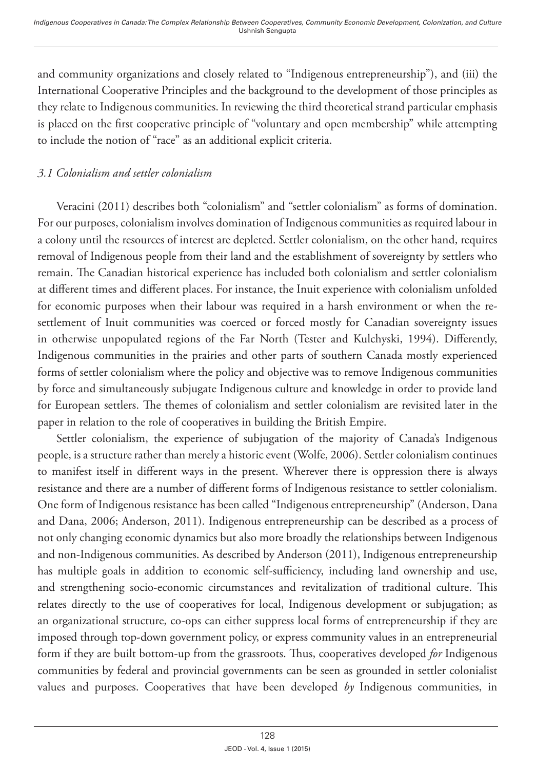and community organizations and closely related to "Indigenous entrepreneurship"), and (iii) the International Cooperative Principles and the background to the development of those principles as they relate to Indigenous communities. In reviewing the third theoretical strand particular emphasis is placed on the first cooperative principle of "voluntary and open membership" while attempting to include the notion of "race" as an additional explicit criteria.

### *3.1 Colonialism and settler colonialism*

Veracini (2011) describes both "colonialism" and "settler colonialism" as forms of domination. For our purposes, colonialism involves domination of Indigenous communities as required labour in a colony until the resources of interest are depleted. Settler colonialism, on the other hand, requires removal of Indigenous people from their land and the establishment of sovereignty by settlers who remain. The Canadian historical experience has included both colonialism and settler colonialism at different times and different places. For instance, the Inuit experience with colonialism unfolded for economic purposes when their labour was required in a harsh environment or when the re-settlement of Inuit communities was coerced or forced mostly for Canadian sovereignty issues in otherwise unpopulated regions of the Far North (Tester and Kulchyski, 1994). Differently, Indigenous communities in the prairies and other parts of southern Canada mostly experienced forms of settler colonialism where the policy and objective was to remove Indigenous communities by force and simultaneously subjugate Indigenous culture and knowledge in order to provide land for European settlers. The themes of colonialism and settler colonialism are revisited later in the paper in relation to the role of cooperatives in building the British Empire.

Settler colonialism, the experience of subjugation of the majority of Canada's Indigenous people, is a structure rather than merely a historic event (Wolfe, 2006). Settler colonialism continues to manifest itself in different ways in the present. Wherever there is oppression there is always resistance and there are a number of different forms of Indigenous resistance to settler colonialism. One form of Indigenous resistance has been called "Indigenous entrepreneurship" (Anderson, Dana and Dana, 2006; Anderson, 2011). Indigenous entrepreneurship can be described as a process of not only changing economic dynamics but also more broadly the relationships between Indigenous and non-Indigenous communities. As described by Anderson (2011), Indigenous entrepreneurship has multiple goals in addition to economic self-sufficiency, including land ownership and use, and strengthening socio-economic circumstances and revitalization of traditional culture. This relates directly to the use of cooperatives for local, Indigenous development or subjugation; as an organizational structure, co-ops can either suppress local forms of entrepreneurship if they are imposed through top-down government policy, or express community values in an entrepreneurial form if they are built bottom-up from the grassroots. Thus, cooperatives developed *for* Indigenous communities by federal and provincial governments can be seen as grounded in settler colonialist values and purposes. Cooperatives that have been developed *by* Indigenous communities, in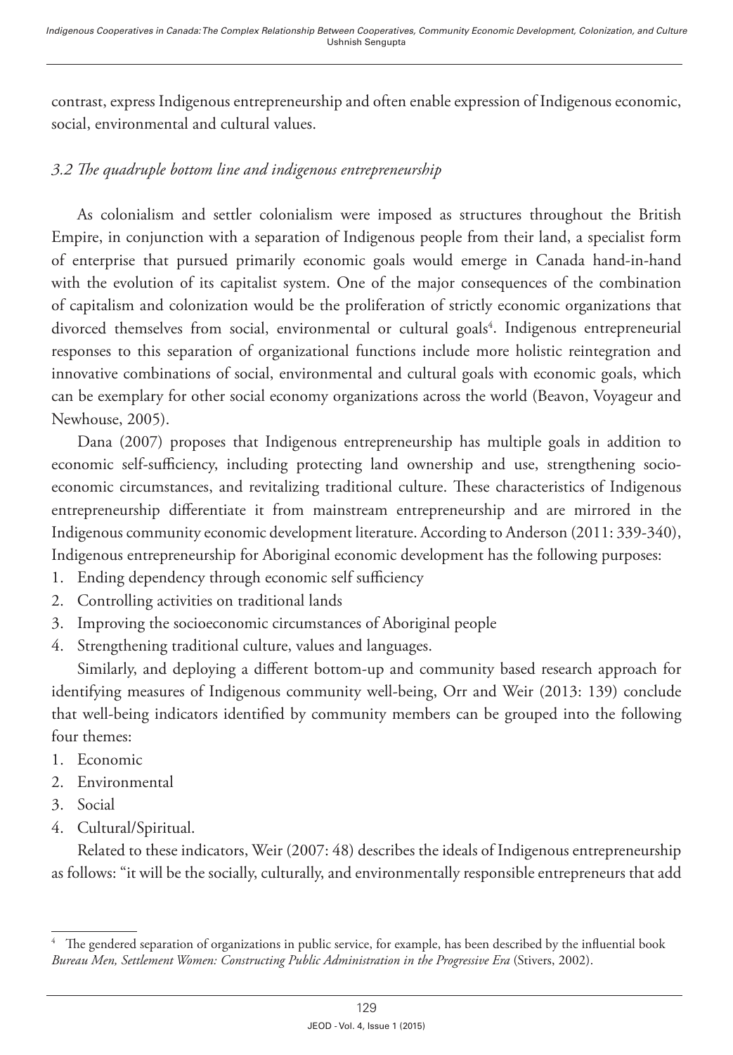contrast, express Indigenous entrepreneurship and often enable expression of Indigenous economic, social, environmental and cultural values.

### *3.2 The quadruple bottom line and indigenous entrepreneurship*

As colonialism and settler colonialism were imposed as structures throughout the British Empire, in conjunction with a separation of Indigenous people from their land, a specialist form of enterprise that pursued primarily economic goals would emerge in Canada hand-in-hand with the evolution of its capitalist system. One of the major consequences of the combination of capitalism and colonization would be the proliferation of strictly economic organizations that divorced themselves from social, environmental or cultural goals[4]. Indigenous entrepreneurial responses to this separation of organizational functions include more holistic reintegration and innovative combinations of social, environmental and cultural goals with economic goals, which can be exemplary for other social economy organizations across the world (Beavon, Voyageur and Newhouse, 2005).

Dana (2007) proposes that Indigenous entrepreneurship has multiple goals in addition to economic self-sufficiency, including protecting land ownership and use, strengthening socio-economic circumstances, and revitalizing traditional culture. These characteristics of Indigenous entrepreneurship differentiate it from mainstream entrepreneurship and are mirrored in the Indigenous community economic development literature. According to Anderson (2011: 339-340), Indigenous entrepreneurship for Aboriginal economic development has the following purposes:

1. Ending dependency through economic self sufficiency
2. Controlling activities on traditional lands
3. Improving the socioeconomic circumstances of Aboriginal people
4. Strengthening traditional culture, values and languages.

Similarly, and deploying a different bottom-up and community based research approach for identifying measures of Indigenous community well-being, Orr and Weir (2013: 139) conclude that well-being indicators identified by community members can be grouped into the following four themes:

1. Economic
2. Environmental
3. Social
4. Cultural/Spiritual.

Related to these indicators, Weir (2007: 48) describes the ideals of Indigenous entrepreneurship as follows: "it will be the socially, culturally, and environmentally responsible entrepreneurs that add

---

[4] The gendered separation of organizations in public service, for example, has been described by the influential book *Bureau Men, Settlement Women: Constructing Public Administration in the Progressive Era* (Stivers, 2002).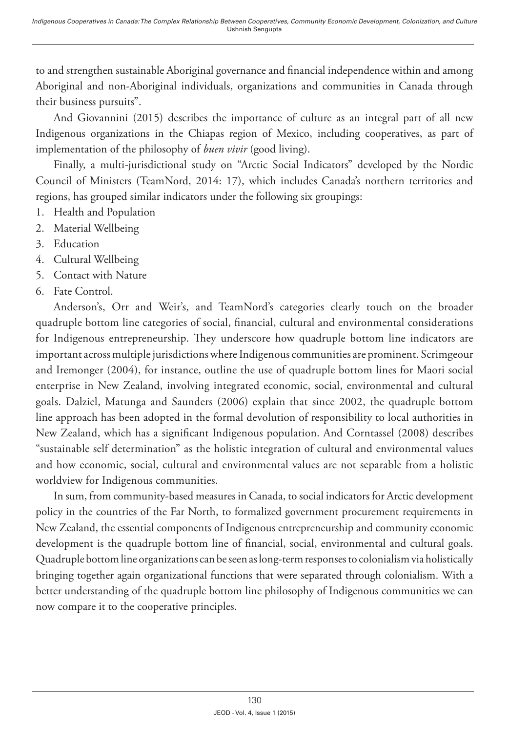to and strengthen sustainable Aboriginal governance and financial independence within and among Aboriginal and non-Aboriginal individuals, organizations and communities in Canada through their business pursuits".

And Giovannini (2015) describes the importance of culture as an integral part of all new Indigenous organizations in the Chiapas region of Mexico, including cooperatives, as part of implementation of the philosophy of *buen vivir* (good living).

Finally, a multi-jurisdictional study on "Arctic Social Indicators" developed by the Nordic Council of Ministers (TeamNord, 2014: 17), which includes Canada's northern territories and regions, has grouped similar indicators under the following six groupings:

1. Health and Population
2. Material Wellbeing
3. Education
4. Cultural Wellbeing
5. Contact with Nature
6. Fate Control.

Anderson's, Orr and Weir's, and TeamNord's categories clearly touch on the broader quadruple bottom line categories of social, financial, cultural and environmental considerations for Indigenous entrepreneurship. They underscore how quadruple bottom line indicators are important across multiple jurisdictions where Indigenous communities are prominent. Scrimgeour and Iremonger (2004), for instance, outline the use of quadruple bottom lines for Maori social enterprise in New Zealand, involving integrated economic, social, environmental and cultural goals. Dalziel, Matunga and Saunders (2006) explain that since 2002, the quadruple bottom line approach has been adopted in the formal devolution of responsibility to local authorities in New Zealand, which has a significant Indigenous population. And Corntassel (2008) describes "sustainable self determination" as the holistic integration of cultural and environmental values and how economic, social, cultural and environmental values are not separable from a holistic worldview for Indigenous communities.

In sum, from community-based measures in Canada, to social indicators for Arctic development policy in the countries of the Far North, to formalized government procurement requirements in New Zealand, the essential components of Indigenous entrepreneurship and community economic development is the quadruple bottom line of financial, social, environmental and cultural goals. Quadruple bottom line organizations can be seen as long-term responses to colonialism via holistically bringing together again organizational functions that were separated through colonialism. With a better understanding of the quadruple bottom line philosophy of Indigenous communities we can now compare it to the cooperative principles.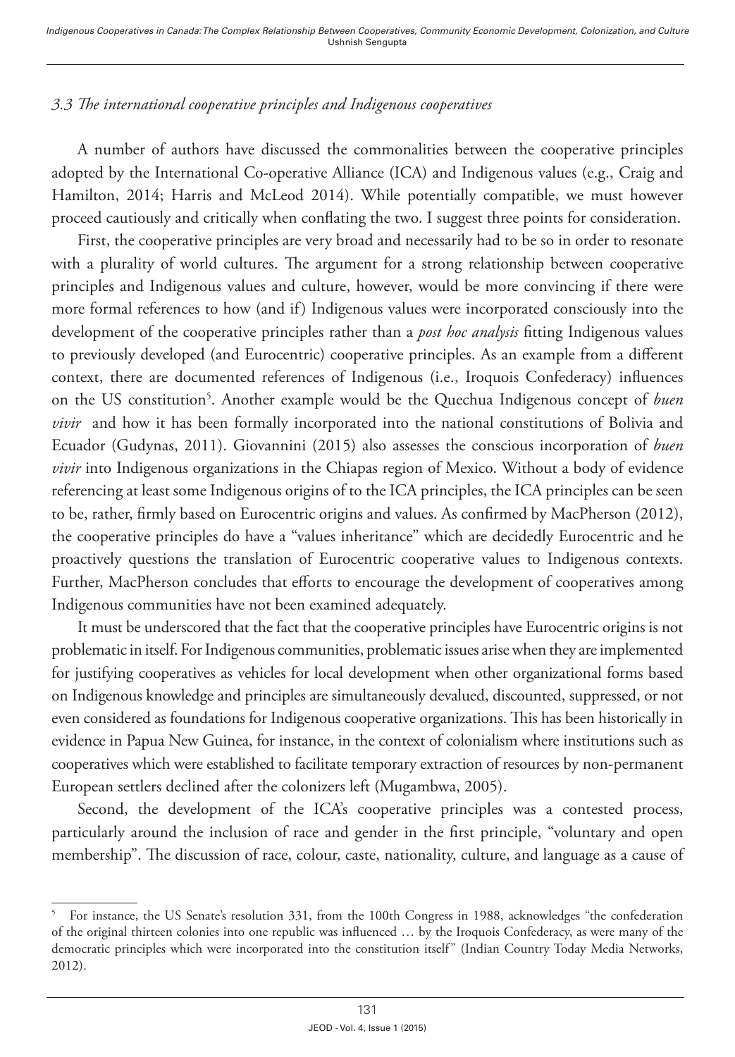### *3.3 The international cooperative principles and Indigenous cooperatives*

A number of authors have discussed the commonalities between the cooperative principles adopted by the International Co-operative Alliance (ICA) and Indigenous values (e.g., Craig and Hamilton, 2014; Harris and McLeod 2014). While potentially compatible, we must however proceed cautiously and critically when conflating the two. I suggest three points for consideration.

First, the cooperative principles are very broad and necessarily had to be so in order to resonate with a plurality of world cultures. The argument for a strong relationship between cooperative principles and Indigenous values and culture, however, would be more convincing if there were more formal references to how (and if) Indigenous values were incorporated consciously into the development of the cooperative principles rather than a *post hoc analysis* fitting Indigenous values to previously developed (and Eurocentric) cooperative principles. As an example from a different context, there are documented references of Indigenous (i.e., Iroquois Confederacy) influences on the US constitution[5]. Another example would be the Quechua Indigenous concept of *buen vivir* and how it has been formally incorporated into the national constitutions of Bolivia and Ecuador (Gudynas, 2011). Giovannini (2015) also assesses the conscious incorporation of *buen vivir* into Indigenous organizations in the Chiapas region of Mexico. Without a body of evidence referencing at least some Indigenous origins of to the ICA principles, the ICA principles can be seen to be, rather, firmly based on Eurocentric origins and values. As confirmed by MacPherson (2012), the cooperative principles do have a "values inheritance" which are decidedly Eurocentric and he proactively questions the translation of Eurocentric cooperative values to Indigenous contexts. Further, MacPherson concludes that efforts to encourage the development of cooperatives among Indigenous communities have not been examined adequately.

It must be underscored that the fact that the cooperative principles have Eurocentric origins is not problematic in itself. For Indigenous communities, problematic issues arise when they are implemented for justifying cooperatives as vehicles for local development when other organizational forms based on Indigenous knowledge and principles are simultaneously devalued, discounted, suppressed, or not even considered as foundations for Indigenous cooperative organizations. This has been historically in evidence in Papua New Guinea, for instance, in the context of colonialism where institutions such as cooperatives which were established to facilitate temporary extraction of resources by non-permanent European settlers declined after the colonizers left (Mugambwa, 2005).

Second, the development of the ICA's cooperative principles was a contested process, particularly around the inclusion of race and gender in the first principle, "voluntary and open membership". The discussion of race, colour, caste, nationality, culture, and language as a cause of

---

[5] For instance, the US Senate's resolution 331, from the 100th Congress in 1988, acknowledges "the confederation of the original thirteen colonies into one republic was influenced … by the Iroquois Confederacy, as were many of the democratic principles which were incorporated into the constitution itself" (Indian Country Today Media Networks, 2012).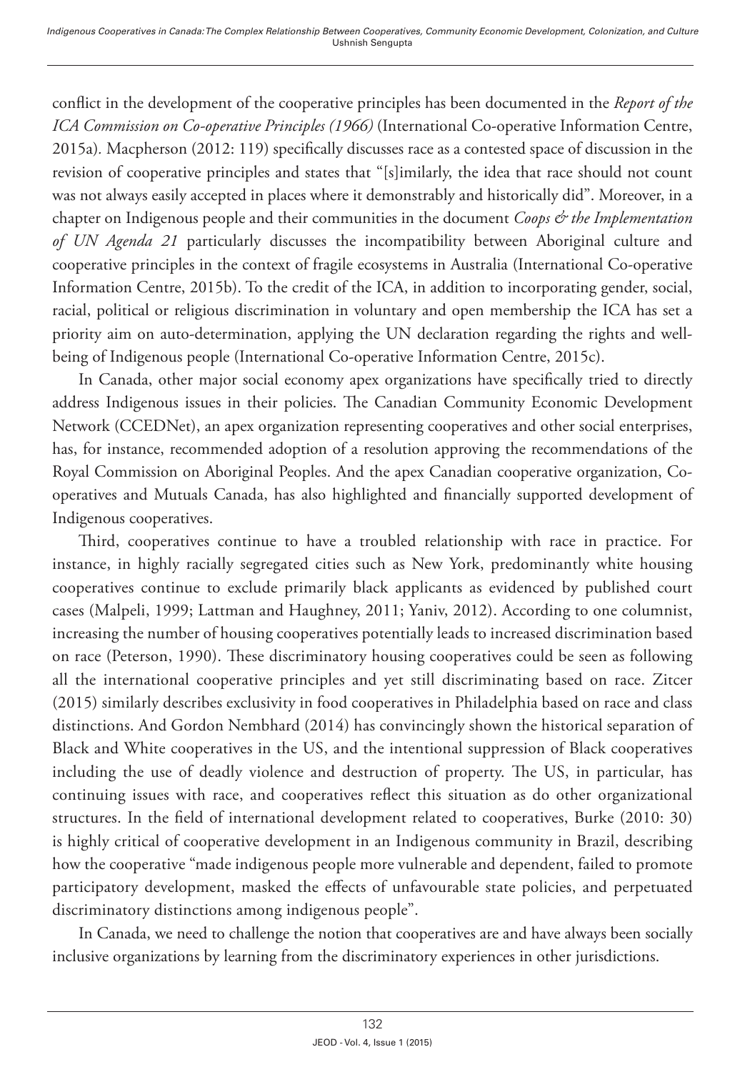conflict in the development of the cooperative principles has been documented in the *Report of the ICA Commission on Co-operative Principles (1966)* (International Co-operative Information Centre, 2015a). Macpherson (2012: 119) specifically discusses race as a contested space of discussion in the revision of cooperative principles and states that "[s]imilarly, the idea that race should not count was not always easily accepted in places where it demonstrably and historically did". Moreover, in a chapter on Indigenous people and their communities in the document *Coops & the Implementation of UN Agenda 21* particularly discusses the incompatibility between Aboriginal culture and cooperative principles in the context of fragile ecosystems in Australia (International Co-operative Information Centre, 2015b). To the credit of the ICA, in addition to incorporating gender, social, racial, political or religious discrimination in voluntary and open membership the ICA has set a priority aim on auto-determination, applying the UN declaration regarding the rights and well-being of Indigenous people (International Co-operative Information Centre, 2015c).

In Canada, other major social economy apex organizations have specifically tried to directly address Indigenous issues in their policies. The Canadian Community Economic Development Network (CCEDNet), an apex organization representing cooperatives and other social enterprises, has, for instance, recommended adoption of a resolution approving the recommendations of the Royal Commission on Aboriginal Peoples. And the apex Canadian cooperative organization, Co-operatives and Mutuals Canada, has also highlighted and financially supported development of Indigenous cooperatives.

Third, cooperatives continue to have a troubled relationship with race in practice. For instance, in highly racially segregated cities such as New York, predominantly white housing cooperatives continue to exclude primarily black applicants as evidenced by published court cases (Malpeli, 1999; Lattman and Haughney, 2011; Yaniv, 2012). According to one columnist, increasing the number of housing cooperatives potentially leads to increased discrimination based on race (Peterson, 1990). These discriminatory housing cooperatives could be seen as following all the international cooperative principles and yet still discriminating based on race. Zitcer (2015) similarly describes exclusivity in food cooperatives in Philadelphia based on race and class distinctions. And Gordon Nembhard (2014) has convincingly shown the historical separation of Black and White cooperatives in the US, and the intentional suppression of Black cooperatives including the use of deadly violence and destruction of property. The US, in particular, has continuing issues with race, and cooperatives reflect this situation as do other organizational structures. In the field of international development related to cooperatives, Burke (2010: 30) is highly critical of cooperative development in an Indigenous community in Brazil, describing how the cooperative "made indigenous people more vulnerable and dependent, failed to promote participatory development, masked the effects of unfavourable state policies, and perpetuated discriminatory distinctions among indigenous people".

In Canada, we need to challenge the notion that cooperatives are and have always been socially inclusive organizations by learning from the discriminatory experiences in other jurisdictions.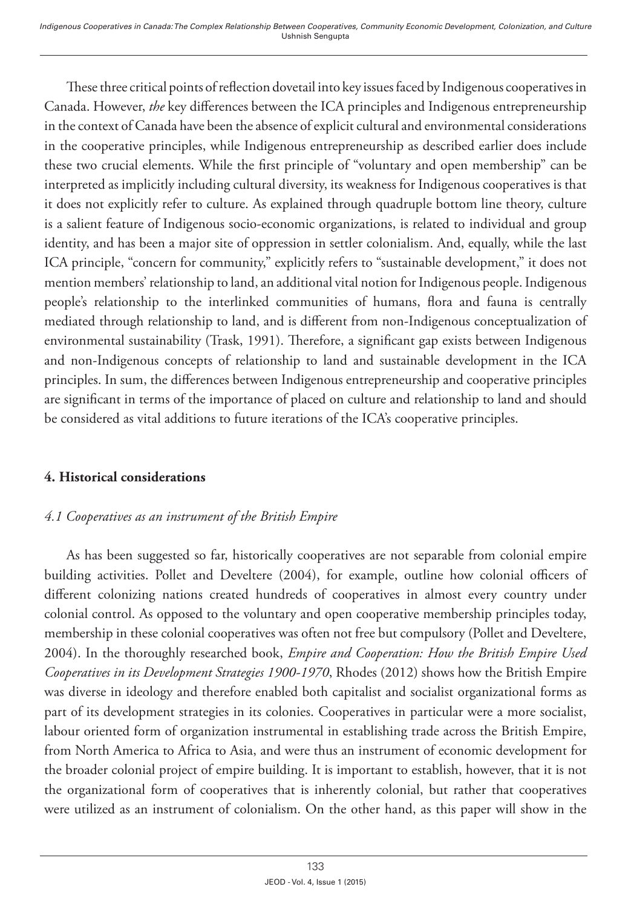These three critical points of reflection dovetail into key issues faced by Indigenous cooperatives in Canada. However, *the* key differences between the ICA principles and Indigenous entrepreneurship in the context of Canada have been the absence of explicit cultural and environmental considerations in the cooperative principles, while Indigenous entrepreneurship as described earlier does include these two crucial elements. While the first principle of "voluntary and open membership" can be interpreted as implicitly including cultural diversity, its weakness for Indigenous cooperatives is that it does not explicitly refer to culture. As explained through quadruple bottom line theory, culture is a salient feature of Indigenous socio-economic organizations, is related to individual and group identity, and has been a major site of oppression in settler colonialism. And, equally, while the last ICA principle, "concern for community," explicitly refers to "sustainable development," it does not mention members' relationship to land, an additional vital notion for Indigenous people. Indigenous people's relationship to the interlinked communities of humans, flora and fauna is centrally mediated through relationship to land, and is different from non-Indigenous conceptualization of environmental sustainability (Trask, 1991). Therefore, a significant gap exists between Indigenous and non-Indigenous concepts of relationship to land and sustainable development in the ICA principles. In sum, the differences between Indigenous entrepreneurship and cooperative principles are significant in terms of the importance of placed on culture and relationship to land and should be considered as vital additions to future iterations of the ICA's cooperative principles.

## 4. Historical considerations

### *4.1 Cooperatives as an instrument of the British Empire*

As has been suggested so far, historically cooperatives are not separable from colonial empire building activities. Pollet and Develtere (2004), for example, outline how colonial officers of different colonizing nations created hundreds of cooperatives in almost every country under colonial control. As opposed to the voluntary and open cooperative membership principles today, membership in these colonial cooperatives was often not free but compulsory (Pollet and Develtere, 2004). In the thoroughly researched book, *Empire and Cooperation: How the British Empire Used Cooperatives in its Development Strategies 1900-1970*, Rhodes (2012) shows how the British Empire was diverse in ideology and therefore enabled both capitalist and socialist organizational forms as part of its development strategies in its colonies. Cooperatives in particular were a more socialist, labour oriented form of organization instrumental in establishing trade across the British Empire, from North America to Africa to Asia, and were thus an instrument of economic development for the broader colonial project of empire building. It is important to establish, however, that it is not the organizational form of cooperatives that is inherently colonial, but rather that cooperatives were utilized as an instrument of colonialism. On the other hand, as this paper will show in the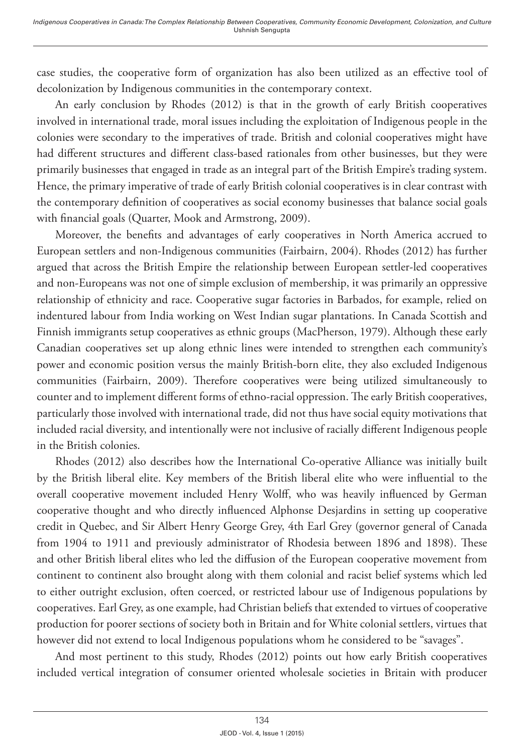case studies, the cooperative form of organization has also been utilized as an effective tool of decolonization by Indigenous communities in the contemporary context.

An early conclusion by Rhodes (2012) is that in the growth of early British cooperatives involved in international trade, moral issues including the exploitation of Indigenous people in the colonies were secondary to the imperatives of trade. British and colonial cooperatives might have had different structures and different class-based rationales from other businesses, but they were primarily businesses that engaged in trade as an integral part of the British Empire's trading system. Hence, the primary imperative of trade of early British colonial cooperatives is in clear contrast with the contemporary definition of cooperatives as social economy businesses that balance social goals with financial goals (Quarter, Mook and Armstrong, 2009).

Moreover, the benefits and advantages of early cooperatives in North America accrued to European settlers and non-Indigenous communities (Fairbairn, 2004). Rhodes (2012) has further argued that across the British Empire the relationship between European settler-led cooperatives and non-Europeans was not one of simple exclusion of membership, it was primarily an oppressive relationship of ethnicity and race. Cooperative sugar factories in Barbados, for example, relied on indentured labour from India working on West Indian sugar plantations. In Canada Scottish and Finnish immigrants setup cooperatives as ethnic groups (MacPherson, 1979). Although these early Canadian cooperatives set up along ethnic lines were intended to strengthen each community's power and economic position versus the mainly British-born elite, they also excluded Indigenous communities (Fairbairn, 2009). Therefore cooperatives were being utilized simultaneously to counter and to implement different forms of ethno-racial oppression. The early British cooperatives, particularly those involved with international trade, did not thus have social equity motivations that included racial diversity, and intentionally were not inclusive of racially different Indigenous people in the British colonies.

Rhodes (2012) also describes how the International Co-operative Alliance was initially built by the British liberal elite. Key members of the British liberal elite who were influential to the overall cooperative movement included Henry Wolff, who was heavily influenced by German cooperative thought and who directly influenced Alphonse Desjardins in setting up cooperative credit in Quebec, and Sir Albert Henry George Grey, 4th Earl Grey (governor general of Canada from 1904 to 1911 and previously administrator of Rhodesia between 1896 and 1898). These and other British liberal elites who led the diffusion of the European cooperative movement from continent to continent also brought along with them colonial and racist belief systems which led to either outright exclusion, often coerced, or restricted labour use of Indigenous populations by cooperatives. Earl Grey, as one example, had Christian beliefs that extended to virtues of cooperative production for poorer sections of society both in Britain and for White colonial settlers, virtues that however did not extend to local Indigenous populations whom he considered to be "savages".

And most pertinent to this study, Rhodes (2012) points out how early British cooperatives included vertical integration of consumer oriented wholesale societies in Britain with producer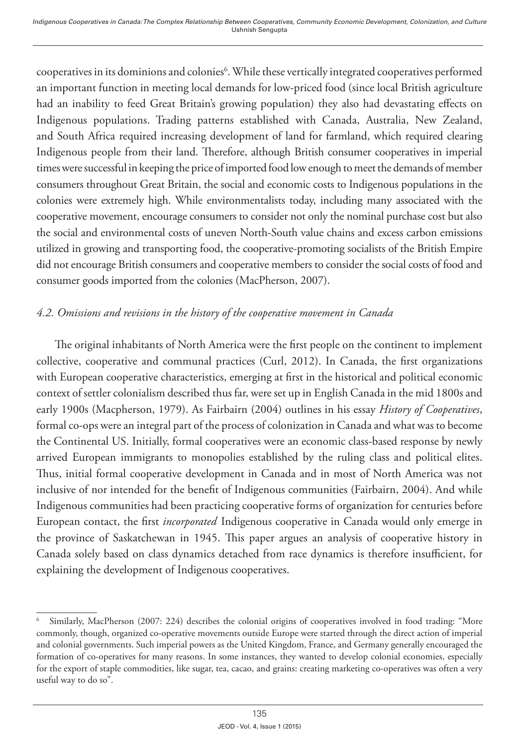cooperatives in its dominions and colonies[6]. While these vertically integrated cooperatives performed an important function in meeting local demands for low-priced food (since local British agriculture had an inability to feed Great Britain's growing population) they also had devastating effects on Indigenous populations. Trading patterns established with Canada, Australia, New Zealand, and South Africa required increasing development of land for farmland, which required clearing Indigenous people from their land. Therefore, although British consumer cooperatives in imperial times were successful in keeping the price of imported food low enough to meet the demands of member consumers throughout Great Britain, the social and economic costs to Indigenous populations in the colonies were extremely high. While environmentalists today, including many associated with the cooperative movement, encourage consumers to consider not only the nominal purchase cost but also the social and environmental costs of uneven North-South value chains and excess carbon emissions utilized in growing and transporting food, the cooperative-promoting socialists of the British Empire did not encourage British consumers and cooperative members to consider the social costs of food and consumer goods imported from the colonies (MacPherson, 2007).

### *4.2. Omissions and revisions in the history of the cooperative movement in Canada*

The original inhabitants of North America were the first people on the continent to implement collective, cooperative and communal practices (Curl, 2012). In Canada, the first organizations with European cooperative characteristics, emerging at first in the historical and political economic context of settler colonialism described thus far, were set up in English Canada in the mid 1800s and early 1900s (Macpherson, 1979). As Fairbairn (2004) outlines in his essay *History of Cooperatives*, formal co-ops were an integral part of the process of colonization in Canada and what was to become the Continental US. Initially, formal cooperatives were an economic class-based response by newly arrived European immigrants to monopolies established by the ruling class and political elites. Thus, initial formal cooperative development in Canada and in most of North America was not inclusive of nor intended for the benefit of Indigenous communities (Fairbairn, 2004). And while Indigenous communities had been practicing cooperative forms of organization for centuries before European contact, the first *incorporated* Indigenous cooperative in Canada would only emerge in the province of Saskatchewan in 1945. This paper argues an analysis of cooperative history in Canada solely based on class dynamics detached from race dynamics is therefore insufficient, for explaining the development of Indigenous cooperatives.

[6] Similarly, MacPherson (2007: 224) describes the colonial origins of cooperatives involved in food trading: "More commonly, though, organized co-operative movements outside Europe were started through the direct action of imperial and colonial governments. Such imperial powers as the United Kingdom, France, and Germany generally encouraged the formation of co-operatives for many reasons. In some instances, they wanted to develop colonial economies, especially for the export of staple commodities, like sugar, tea, cacao, and grains: creating marketing co-operatives was often a very useful way to do so".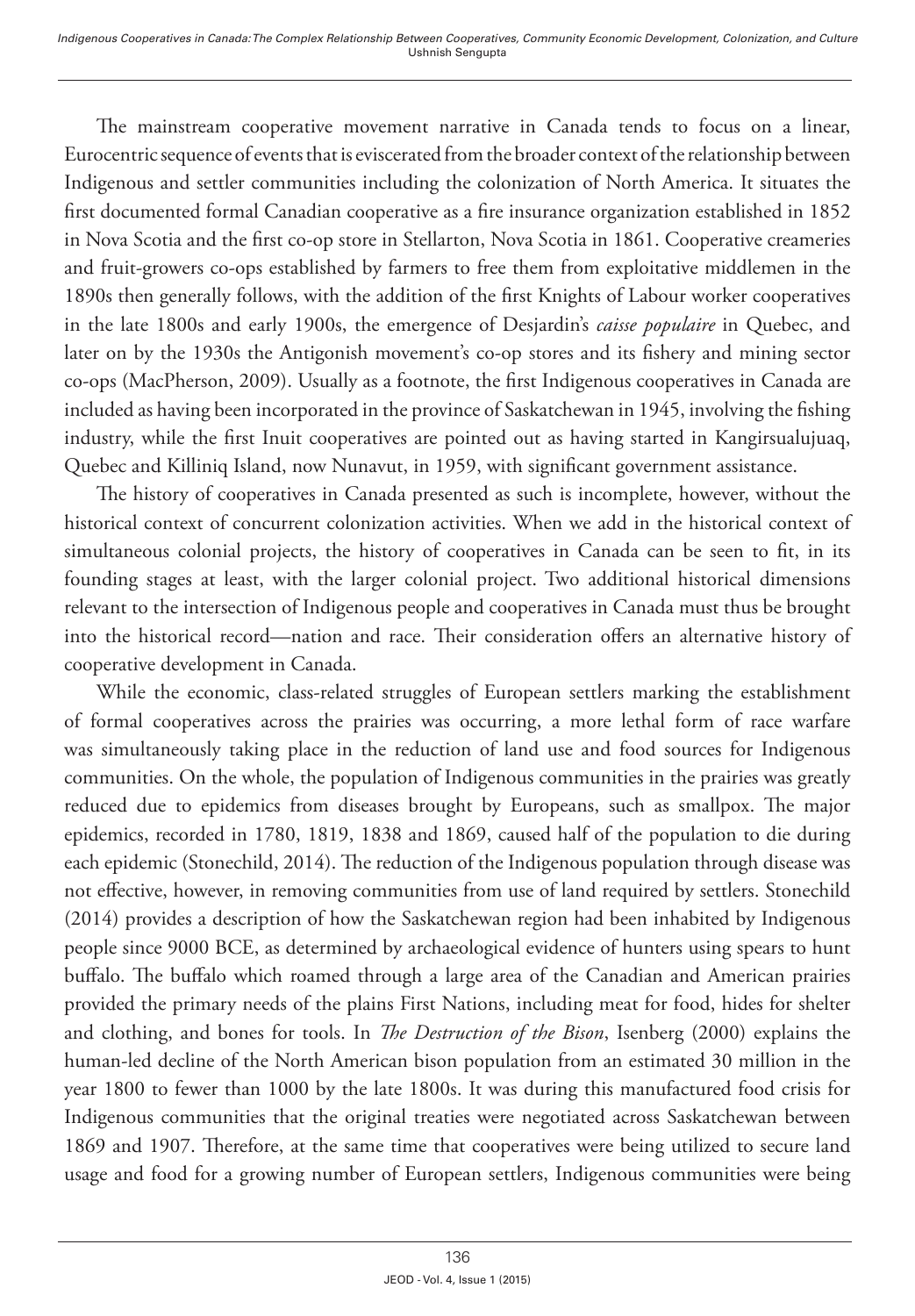The mainstream cooperative movement narrative in Canada tends to focus on a linear, Eurocentric sequence of events that is eviscerated from the broader context of the relationship between Indigenous and settler communities including the colonization of North America. It situates the first documented formal Canadian cooperative as a fire insurance organization established in 1852 in Nova Scotia and the first co-op store in Stellarton, Nova Scotia in 1861. Cooperative creameries and fruit-growers co-ops established by farmers to free them from exploitative middlemen in the 1890s then generally follows, with the addition of the first Knights of Labour worker cooperatives in the late 1800s and early 1900s, the emergence of Desjardin's *caisse populaire* in Quebec, and later on by the 1930s the Antigonish movement's co-op stores and its fishery and mining sector co-ops (MacPherson, 2009). Usually as a footnote, the first Indigenous cooperatives in Canada are included as having been incorporated in the province of Saskatchewan in 1945, involving the fishing industry, while the first Inuit cooperatives are pointed out as having started in Kangirsualujuaq, Quebec and Killiniq Island, now Nunavut, in 1959, with significant government assistance.

The history of cooperatives in Canada presented as such is incomplete, however, without the historical context of concurrent colonization activities. When we add in the historical context of simultaneous colonial projects, the history of cooperatives in Canada can be seen to fit, in its founding stages at least, with the larger colonial project. Two additional historical dimensions relevant to the intersection of Indigenous people and cooperatives in Canada must thus be brought into the historical record—nation and race. Their consideration offers an alternative history of cooperative development in Canada.

While the economic, class-related struggles of European settlers marking the establishment of formal cooperatives across the prairies was occurring, a more lethal form of race warfare was simultaneously taking place in the reduction of land use and food sources for Indigenous communities. On the whole, the population of Indigenous communities in the prairies was greatly reduced due to epidemics from diseases brought by Europeans, such as smallpox. The major epidemics, recorded in 1780, 1819, 1838 and 1869, caused half of the population to die during each epidemic (Stonechild, 2014). The reduction of the Indigenous population through disease was not effective, however, in removing communities from use of land required by settlers. Stonechild (2014) provides a description of how the Saskatchewan region had been inhabited by Indigenous people since 9000 BCE, as determined by archaeological evidence of hunters using spears to hunt buffalo. The buffalo which roamed through a large area of the Canadian and American prairies provided the primary needs of the plains First Nations, including meat for food, hides for shelter and clothing, and bones for tools. In *The Destruction of the Bison*, Isenberg (2000) explains the human-led decline of the North American bison population from an estimated 30 million in the year 1800 to fewer than 1000 by the late 1800s. It was during this manufactured food crisis for Indigenous communities that the original treaties were negotiated across Saskatchewan between 1869 and 1907. Therefore, at the same time that cooperatives were being utilized to secure land usage and food for a growing number of European settlers, Indigenous communities were being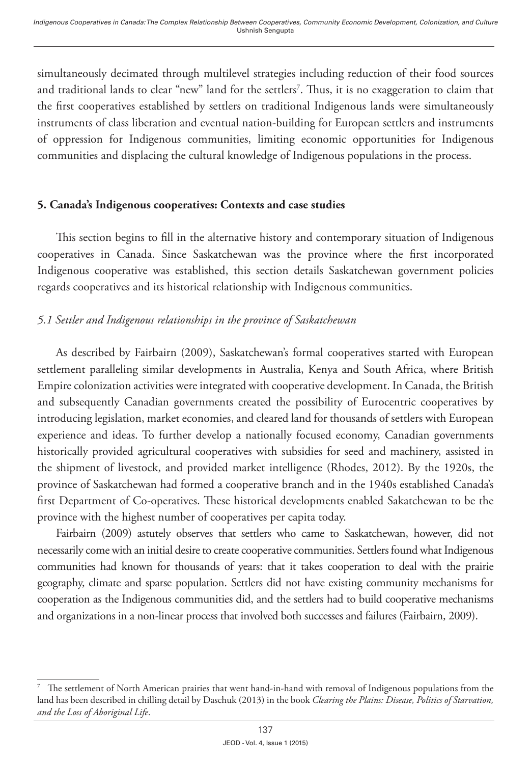simultaneously decimated through multilevel strategies including reduction of their food sources and traditional lands to clear "new" land for the settlers[7]. Thus, it is no exaggeration to claim that the first cooperatives established by settlers on traditional Indigenous lands were simultaneously instruments of class liberation and eventual nation-building for European settlers and instruments of oppression for Indigenous communities, limiting economic opportunities for Indigenous communities and displacing the cultural knowledge of Indigenous populations in the process.

## 5. Canada's Indigenous cooperatives: Contexts and case studies

This section begins to fill in the alternative history and contemporary situation of Indigenous cooperatives in Canada. Since Saskatchewan was the province where the first incorporated Indigenous cooperative was established, this section details Saskatchewan government policies regards cooperatives and its historical relationship with Indigenous communities.

### *5.1 Settler and Indigenous relationships in the province of Saskatchewan*

As described by Fairbairn (2009), Saskatchewan's formal cooperatives started with European settlement paralleling similar developments in Australia, Kenya and South Africa, where British Empire colonization activities were integrated with cooperative development. In Canada, the British and subsequently Canadian governments created the possibility of Eurocentric cooperatives by introducing legislation, market economies, and cleared land for thousands of settlers with European experience and ideas. To further develop a nationally focused economy, Canadian governments historically provided agricultural cooperatives with subsidies for seed and machinery, assisted in the shipment of livestock, and provided market intelligence (Rhodes, 2012). By the 1920s, the province of Saskatchewan had formed a cooperative branch and in the 1940s established Canada's first Department of Co-operatives. These historical developments enabled Sakatchewan to be the province with the highest number of cooperatives per capita today.

Fairbairn (2009) astutely observes that settlers who came to Saskatchewan, however, did not necessarily come with an initial desire to create cooperative communities. Settlers found what Indigenous communities had known for thousands of years: that it takes cooperation to deal with the prairie geography, climate and sparse population. Settlers did not have existing community mechanisms for cooperation as the Indigenous communities did, and the settlers had to build cooperative mechanisms and organizations in a non-linear process that involved both successes and failures (Fairbairn, 2009).

---

[7] The settlement of North American prairies that went hand-in-hand with removal of Indigenous populations from the land has been described in chilling detail by Daschuk (2013) in the book *Clearing the Plains: Disease, Politics of Starvation, and the Loss of Aboriginal Life*.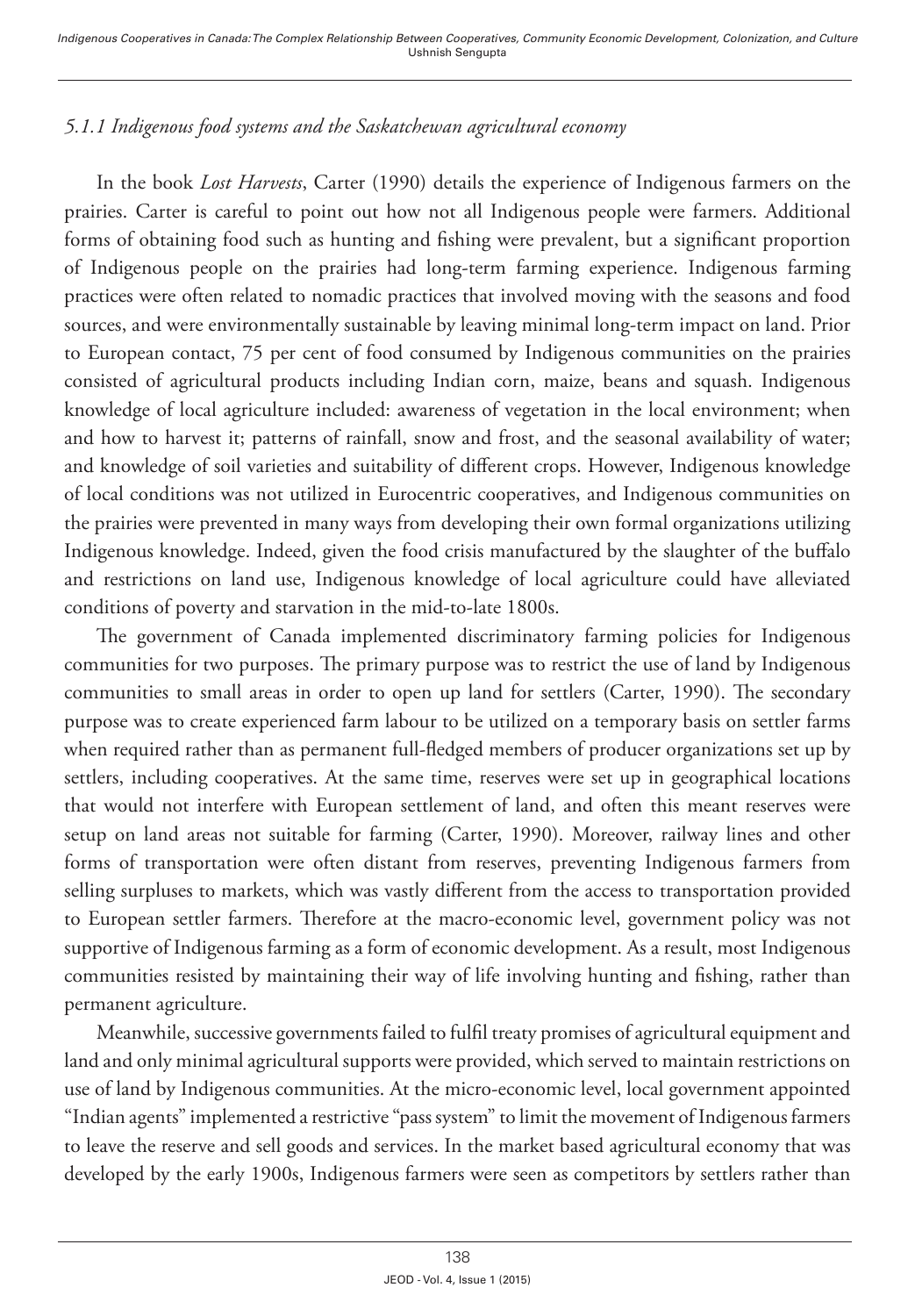### *5.1.1 Indigenous food systems and the Saskatchewan agricultural economy*

In the book *Lost Harvests*, Carter (1990) details the experience of Indigenous farmers on the prairies. Carter is careful to point out how not all Indigenous people were farmers. Additional forms of obtaining food such as hunting and fishing were prevalent, but a significant proportion of Indigenous people on the prairies had long-term farming experience. Indigenous farming practices were often related to nomadic practices that involved moving with the seasons and food sources, and were environmentally sustainable by leaving minimal long-term impact on land. Prior to European contact, 75 per cent of food consumed by Indigenous communities on the prairies consisted of agricultural products including Indian corn, maize, beans and squash. Indigenous knowledge of local agriculture included: awareness of vegetation in the local environment; when and how to harvest it; patterns of rainfall, snow and frost, and the seasonal availability of water; and knowledge of soil varieties and suitability of different crops. However, Indigenous knowledge of local conditions was not utilized in Eurocentric cooperatives, and Indigenous communities on the prairies were prevented in many ways from developing their own formal organizations utilizing Indigenous knowledge. Indeed, given the food crisis manufactured by the slaughter of the buffalo and restrictions on land use, Indigenous knowledge of local agriculture could have alleviated conditions of poverty and starvation in the mid-to-late 1800s.

The government of Canada implemented discriminatory farming policies for Indigenous communities for two purposes. The primary purpose was to restrict the use of land by Indigenous communities to small areas in order to open up land for settlers (Carter, 1990). The secondary purpose was to create experienced farm labour to be utilized on a temporary basis on settler farms when required rather than as permanent full-fledged members of producer organizations set up by settlers, including cooperatives. At the same time, reserves were set up in geographical locations that would not interfere with European settlement of land, and often this meant reserves were setup on land areas not suitable for farming (Carter, 1990). Moreover, railway lines and other forms of transportation were often distant from reserves, preventing Indigenous farmers from selling surpluses to markets, which was vastly different from the access to transportation provided to European settler farmers. Therefore at the macro-economic level, government policy was not supportive of Indigenous farming as a form of economic development. As a result, most Indigenous communities resisted by maintaining their way of life involving hunting and fishing, rather than permanent agriculture.

Meanwhile, successive governments failed to fulfil treaty promises of agricultural equipment and land and only minimal agricultural supports were provided, which served to maintain restrictions on use of land by Indigenous communities. At the micro-economic level, local government appointed "Indian agents" implemented a restrictive "pass system" to limit the movement of Indigenous farmers to leave the reserve and sell goods and services. In the market based agricultural economy that was developed by the early 1900s, Indigenous farmers were seen as competitors by settlers rather than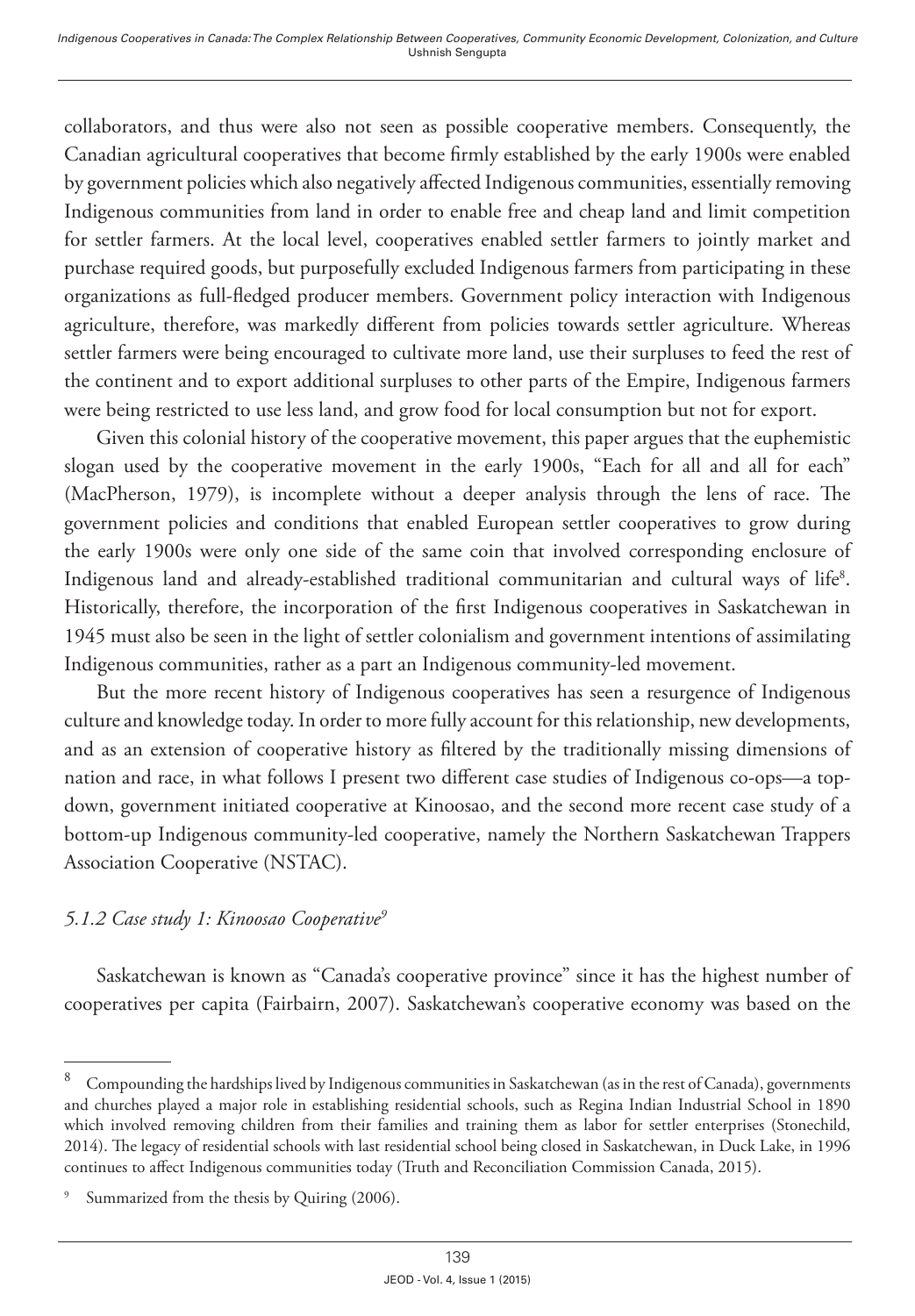collaborators, and thus were also not seen as possible cooperative members. Consequently, the Canadian agricultural cooperatives that become firmly established by the early 1900s were enabled by government policies which also negatively affected Indigenous communities, essentially removing Indigenous communities from land in order to enable free and cheap land and limit competition for settler farmers. At the local level, cooperatives enabled settler farmers to jointly market and purchase required goods, but purposefully excluded Indigenous farmers from participating in these organizations as full-fledged producer members. Government policy interaction with Indigenous agriculture, therefore, was markedly different from policies towards settler agriculture. Whereas settler farmers were being encouraged to cultivate more land, use their surpluses to feed the rest of the continent and to export additional surpluses to other parts of the Empire, Indigenous farmers were being restricted to use less land, and grow food for local consumption but not for export.

Given this colonial history of the cooperative movement, this paper argues that the euphemistic slogan used by the cooperative movement in the early 1900s, "Each for all and all for each" (MacPherson, 1979), is incomplete without a deeper analysis through the lens of race. The government policies and conditions that enabled European settler cooperatives to grow during the early 1900s were only one side of the same coin that involved corresponding enclosure of Indigenous land and already-established traditional communitarian and cultural ways of life[8]. Historically, therefore, the incorporation of the first Indigenous cooperatives in Saskatchewan in 1945 must also be seen in the light of settler colonialism and government intentions of assimilating Indigenous communities, rather as a part an Indigenous community-led movement.

But the more recent history of Indigenous cooperatives has seen a resurgence of Indigenous culture and knowledge today. In order to more fully account for this relationship, new developments, and as an extension of cooperative history as filtered by the traditionally missing dimensions of nation and race, in what follows I present two different case studies of Indigenous co-ops—a top-down, government initiated cooperative at Kinoosao, and the second more recent case study of a bottom-up Indigenous community-led cooperative, namely the Northern Saskatchewan Trappers Association Cooperative (NSTAC).

### *5.1.2 Case study 1: Kinoosao Cooperative*[9]

Saskatchewan is known as "Canada's cooperative province" since it has the highest number of cooperatives per capita (Fairbairn, 2007). Saskatchewan's cooperative economy was based on the

---

[8] Compounding the hardships lived by Indigenous communities in Saskatchewan (as in the rest of Canada), governments and churches played a major role in establishing residential schools, such as Regina Indian Industrial School in 1890 which involved removing children from their families and training them as labor for settler enterprises (Stonechild, 2014). The legacy of residential schools with last residential school being closed in Saskatchewan, in Duck Lake, in 1996 continues to affect Indigenous communities today (Truth and Reconciliation Commission Canada, 2015).

[9] Summarized from the thesis by Quiring (2006).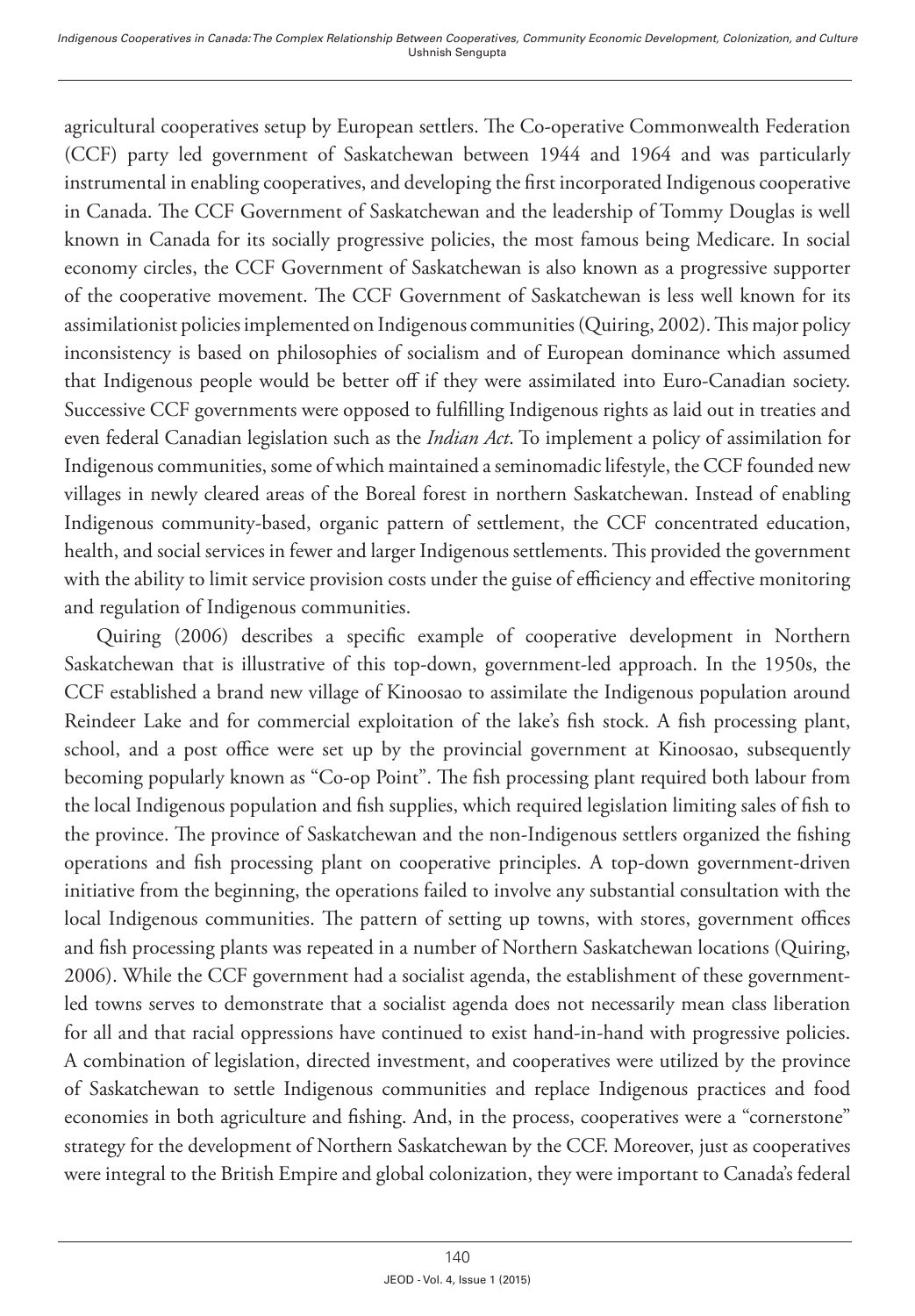agricultural cooperatives setup by European settlers. The Co-operative Commonwealth Federation (CCF) party led government of Saskatchewan between 1944 and 1964 and was particularly instrumental in enabling cooperatives, and developing the first incorporated Indigenous cooperative in Canada. The CCF Government of Saskatchewan and the leadership of Tommy Douglas is well known in Canada for its socially progressive policies, the most famous being Medicare. In social economy circles, the CCF Government of Saskatchewan is also known as a progressive supporter of the cooperative movement. The CCF Government of Saskatchewan is less well known for its assimilationist policies implemented on Indigenous communities (Quiring, 2002). This major policy inconsistency is based on philosophies of socialism and of European dominance which assumed that Indigenous people would be better off if they were assimilated into Euro-Canadian society. Successive CCF governments were opposed to fulfilling Indigenous rights as laid out in treaties and even federal Canadian legislation such as the *Indian Act*. To implement a policy of assimilation for Indigenous communities, some of which maintained a seminomadic lifestyle, the CCF founded new villages in newly cleared areas of the Boreal forest in northern Saskatchewan. Instead of enabling Indigenous community-based, organic pattern of settlement, the CCF concentrated education, health, and social services in fewer and larger Indigenous settlements. This provided the government with the ability to limit service provision costs under the guise of efficiency and effective monitoring and regulation of Indigenous communities.

Quiring (2006) describes a specific example of cooperative development in Northern Saskatchewan that is illustrative of this top-down, government-led approach. In the 1950s, the CCF established a brand new village of Kinoosao to assimilate the Indigenous population around Reindeer Lake and for commercial exploitation of the lake's fish stock. A fish processing plant, school, and a post office were set up by the provincial government at Kinoosao, subsequently becoming popularly known as "Co-op Point". The fish processing plant required both labour from the local Indigenous population and fish supplies, which required legislation limiting sales of fish to the province. The province of Saskatchewan and the non-Indigenous settlers organized the fishing operations and fish processing plant on cooperative principles. A top-down government-driven initiative from the beginning, the operations failed to involve any substantial consultation with the local Indigenous communities. The pattern of setting up towns, with stores, government offices and fish processing plants was repeated in a number of Northern Saskatchewan locations (Quiring, 2006). While the CCF government had a socialist agenda, the establishment of these government-led towns serves to demonstrate that a socialist agenda does not necessarily mean class liberation for all and that racial oppressions have continued to exist hand-in-hand with progressive policies. A combination of legislation, directed investment, and cooperatives were utilized by the province of Saskatchewan to settle Indigenous communities and replace Indigenous practices and food economies in both agriculture and fishing. And, in the process, cooperatives were a "cornerstone" strategy for the development of Northern Saskatchewan by the CCF. Moreover, just as cooperatives were integral to the British Empire and global colonization, they were important to Canada's federal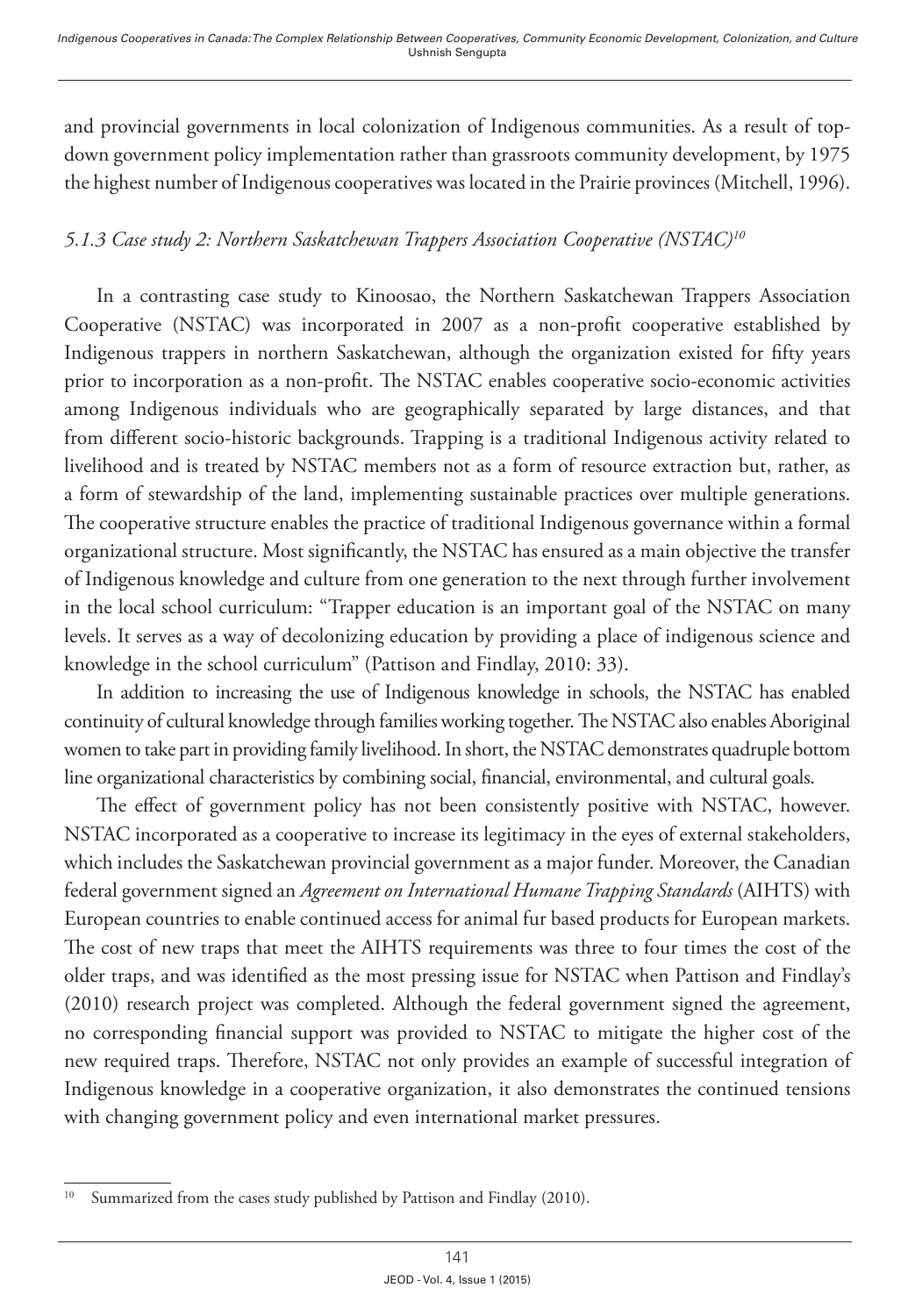and provincial governments in local colonization of Indigenous communities. As a result of top-down government policy implementation rather than grassroots community development, by 1975 the highest number of Indigenous cooperatives was located in the Prairie provinces (Mitchell, 1996).

### *5.1.3 Case study 2: Northern Saskatchewan Trappers Association Cooperative (NSTAC)*[10]

In a contrasting case study to Kinoosao, the Northern Saskatchewan Trappers Association Cooperative (NSTAC) was incorporated in 2007 as a non-profit cooperative established by Indigenous trappers in northern Saskatchewan, although the organization existed for fifty years prior to incorporation as a non-profit. The NSTAC enables cooperative socio-economic activities among Indigenous individuals who are geographically separated by large distances, and that from different socio-historic backgrounds. Trapping is a traditional Indigenous activity related to livelihood and is treated by NSTAC members not as a form of resource extraction but, rather, as a form of stewardship of the land, implementing sustainable practices over multiple generations. The cooperative structure enables the practice of traditional Indigenous governance within a formal organizational structure. Most significantly, the NSTAC has ensured as a main objective the transfer of Indigenous knowledge and culture from one generation to the next through further involvement in the local school curriculum: "Trapper education is an important goal of the NSTAC on many levels. It serves as a way of decolonizing education by providing a place of indigenous science and knowledge in the school curriculum" (Pattison and Findlay, 2010: 33).

In addition to increasing the use of Indigenous knowledge in schools, the NSTAC has enabled continuity of cultural knowledge through families working together. The NSTAC also enables Aboriginal women to take part in providing family livelihood. In short, the NSTAC demonstrates quadruple bottom line organizational characteristics by combining social, financial, environmental, and cultural goals.

The effect of government policy has not been consistently positive with NSTAC, however. NSTAC incorporated as a cooperative to increase its legitimacy in the eyes of external stakeholders, which includes the Saskatchewan provincial government as a major funder. Moreover, the Canadian federal government signed an *Agreement on International Humane Trapping Standards* (AIHTS) with European countries to enable continued access for animal fur based products for European markets. The cost of new traps that meet the AIHTS requirements was three to four times the cost of the older traps, and was identified as the most pressing issue for NSTAC when Pattison and Findlay's (2010) research project was completed. Although the federal government signed the agreement, no corresponding financial support was provided to NSTAC to mitigate the higher cost of the new required traps. Therefore, NSTAC not only provides an example of successful integration of Indigenous knowledge in a cooperative organization, it also demonstrates the continued tensions with changing government policy and even international market pressures.

---

[10] Summarized from the cases study published by Pattison and Findlay (2010).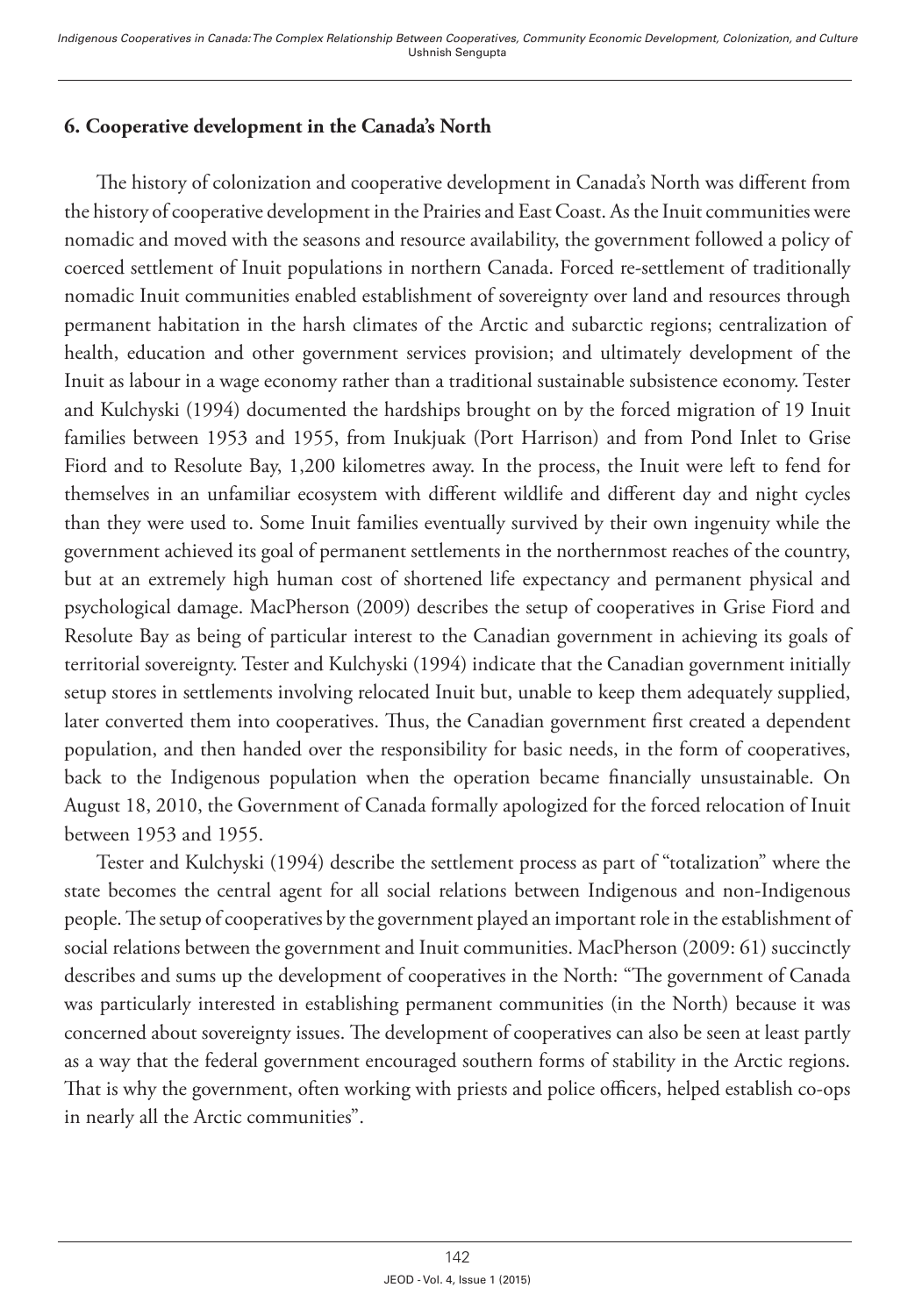## 6. Cooperative development in the Canada's North

The history of colonization and cooperative development in Canada's North was different from the history of cooperative development in the Prairies and East Coast. As the Inuit communities were nomadic and moved with the seasons and resource availability, the government followed a policy of coerced settlement of Inuit populations in northern Canada. Forced re-settlement of traditionally nomadic Inuit communities enabled establishment of sovereignty over land and resources through permanent habitation in the harsh climates of the Arctic and subarctic regions; centralization of health, education and other government services provision; and ultimately development of the Inuit as labour in a wage economy rather than a traditional sustainable subsistence economy. Tester and Kulchyski (1994) documented the hardships brought on by the forced migration of 19 Inuit families between 1953 and 1955, from Inukjuak (Port Harrison) and from Pond Inlet to Grise Fiord and to Resolute Bay, 1,200 kilometres away. In the process, the Inuit were left to fend for themselves in an unfamiliar ecosystem with different wildlife and different day and night cycles than they were used to. Some Inuit families eventually survived by their own ingenuity while the government achieved its goal of permanent settlements in the northernmost reaches of the country, but at an extremely high human cost of shortened life expectancy and permanent physical and psychological damage. MacPherson (2009) describes the setup of cooperatives in Grise Fiord and Resolute Bay as being of particular interest to the Canadian government in achieving its goals of territorial sovereignty. Tester and Kulchyski (1994) indicate that the Canadian government initially setup stores in settlements involving relocated Inuit but, unable to keep them adequately supplied, later converted them into cooperatives. Thus, the Canadian government first created a dependent population, and then handed over the responsibility for basic needs, in the form of cooperatives, back to the Indigenous population when the operation became financially unsustainable. On August 18, 2010, the Government of Canada formally apologized for the forced relocation of Inuit between 1953 and 1955.

Tester and Kulchyski (1994) describe the settlement process as part of "totalization" where the state becomes the central agent for all social relations between Indigenous and non-Indigenous people. The setup of cooperatives by the government played an important role in the establishment of social relations between the government and Inuit communities. MacPherson (2009: 61) succinctly describes and sums up the development of cooperatives in the North: "The government of Canada was particularly interested in establishing permanent communities (in the North) because it was concerned about sovereignty issues. The development of cooperatives can also be seen at least partly as a way that the federal government encouraged southern forms of stability in the Arctic regions. That is why the government, often working with priests and police officers, helped establish co-ops in nearly all the Arctic communities".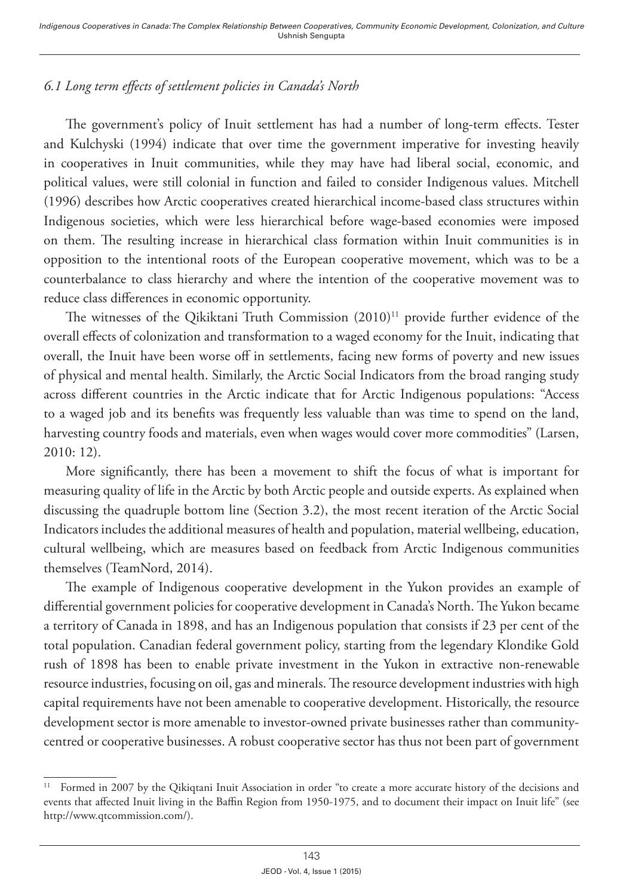### *6.1 Long term effects of settlement policies in Canada's North*

The government's policy of Inuit settlement has had a number of long-term effects. Tester and Kulchyski (1994) indicate that over time the government imperative for investing heavily in cooperatives in Inuit communities, while they may have had liberal social, economic, and political values, were still colonial in function and failed to consider Indigenous values. Mitchell (1996) describes how Arctic cooperatives created hierarchical income-based class structures within Indigenous societies, which were less hierarchical before wage-based economies were imposed on them. The resulting increase in hierarchical class formation within Inuit communities is in opposition to the intentional roots of the European cooperative movement, which was to be a counterbalance to class hierarchy and where the intention of the cooperative movement was to reduce class differences in economic opportunity.

The witnesses of the Qikiktani Truth Commission (2010)[11] provide further evidence of the overall effects of colonization and transformation to a waged economy for the Inuit, indicating that overall, the Inuit have been worse off in settlements, facing new forms of poverty and new issues of physical and mental health. Similarly, the Arctic Social Indicators from the broad ranging study across different countries in the Arctic indicate that for Arctic Indigenous populations: "Access to a waged job and its benefits was frequently less valuable than was time to spend on the land, harvesting country foods and materials, even when wages would cover more commodities" (Larsen, 2010: 12).

More significantly, there has been a movement to shift the focus of what is important for measuring quality of life in the Arctic by both Arctic people and outside experts. As explained when discussing the quadruple bottom line (Section 3.2), the most recent iteration of the Arctic Social Indicators includes the additional measures of health and population, material wellbeing, education, cultural wellbeing, which are measures based on feedback from Arctic Indigenous communities themselves (TeamNord, 2014).

The example of Indigenous cooperative development in the Yukon provides an example of differential government policies for cooperative development in Canada's North. The Yukon became a territory of Canada in 1898, and has an Indigenous population that consists if 23 per cent of the total population. Canadian federal government policy, starting from the legendary Klondike Gold rush of 1898 has been to enable private investment in the Yukon in extractive non-renewable resource industries, focusing on oil, gas and minerals. The resource development industries with high capital requirements have not been amenable to cooperative development. Historically, the resource development sector is more amenable to investor-owned private businesses rather than community-centred or cooperative businesses. A robust cooperative sector has thus not been part of government

[11] Formed in 2007 by the Qikiqtani Inuit Association in order "to create a more accurate history of the decisions and events that affected Inuit living in the Baffin Region from 1950-1975, and to document their impact on Inuit life" (see http://www.qtcommission.com/).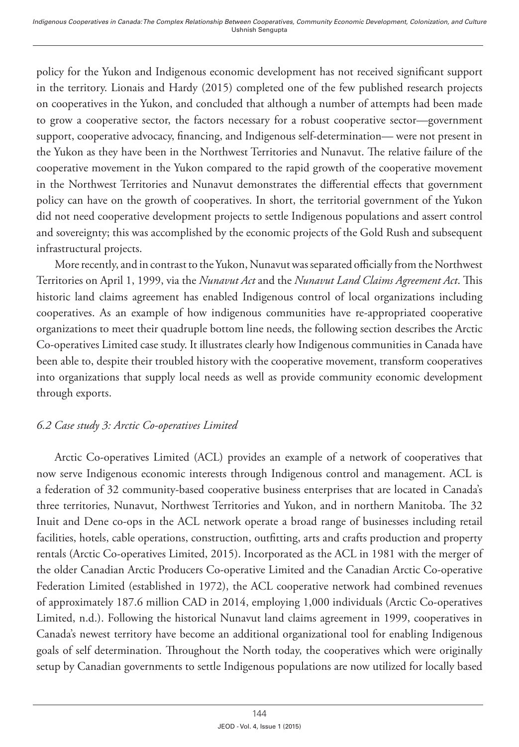policy for the Yukon and Indigenous economic development has not received significant support in the territory. Lionais and Hardy (2015) completed one of the few published research projects on cooperatives in the Yukon, and concluded that although a number of attempts had been made to grow a cooperative sector, the factors necessary for a robust cooperative sector—government support, cooperative advocacy, financing, and Indigenous self-determination— were not present in the Yukon as they have been in the Northwest Territories and Nunavut. The relative failure of the cooperative movement in the Yukon compared to the rapid growth of the cooperative movement in the Northwest Territories and Nunavut demonstrates the differential effects that government policy can have on the growth of cooperatives. In short, the territorial government of the Yukon did not need cooperative development projects to settle Indigenous populations and assert control and sovereignty; this was accomplished by the economic projects of the Gold Rush and subsequent infrastructural projects.

More recently, and in contrast to the Yukon, Nunavut was separated officially from the Northwest Territories on April 1, 1999, via the *Nunavut Act* and the *Nunavut Land Claims Agreement Act*. This historic land claims agreement has enabled Indigenous control of local organizations including cooperatives. As an example of how indigenous communities have re-appropriated cooperative organizations to meet their quadruple bottom line needs, the following section describes the Arctic Co-operatives Limited case study. It illustrates clearly how Indigenous communities in Canada have been able to, despite their troubled history with the cooperative movement, transform cooperatives into organizations that supply local needs as well as provide community economic development through exports.

### *6.2 Case study 3: Arctic Co-operatives Limited*

Arctic Co-operatives Limited (ACL) provides an example of a network of cooperatives that now serve Indigenous economic interests through Indigenous control and management. ACL is a federation of 32 community-based cooperative business enterprises that are located in Canada's three territories, Nunavut, Northwest Territories and Yukon, and in northern Manitoba. The 32 Inuit and Dene co-ops in the ACL network operate a broad range of businesses including retail facilities, hotels, cable operations, construction, outfitting, arts and crafts production and property rentals (Arctic Co-operatives Limited, 2015). Incorporated as the ACL in 1981 with the merger of the older Canadian Arctic Producers Co-operative Limited and the Canadian Arctic Co-operative Federation Limited (established in 1972), the ACL cooperative network had combined revenues of approximately 187.6 million CAD in 2014, employing 1,000 individuals (Arctic Co-operatives Limited, n.d.). Following the historical Nunavut land claims agreement in 1999, cooperatives in Canada's newest territory have become an additional organizational tool for enabling Indigenous goals of self determination. Throughout the North today, the cooperatives which were originally setup by Canadian governments to settle Indigenous populations are now utilized for locally based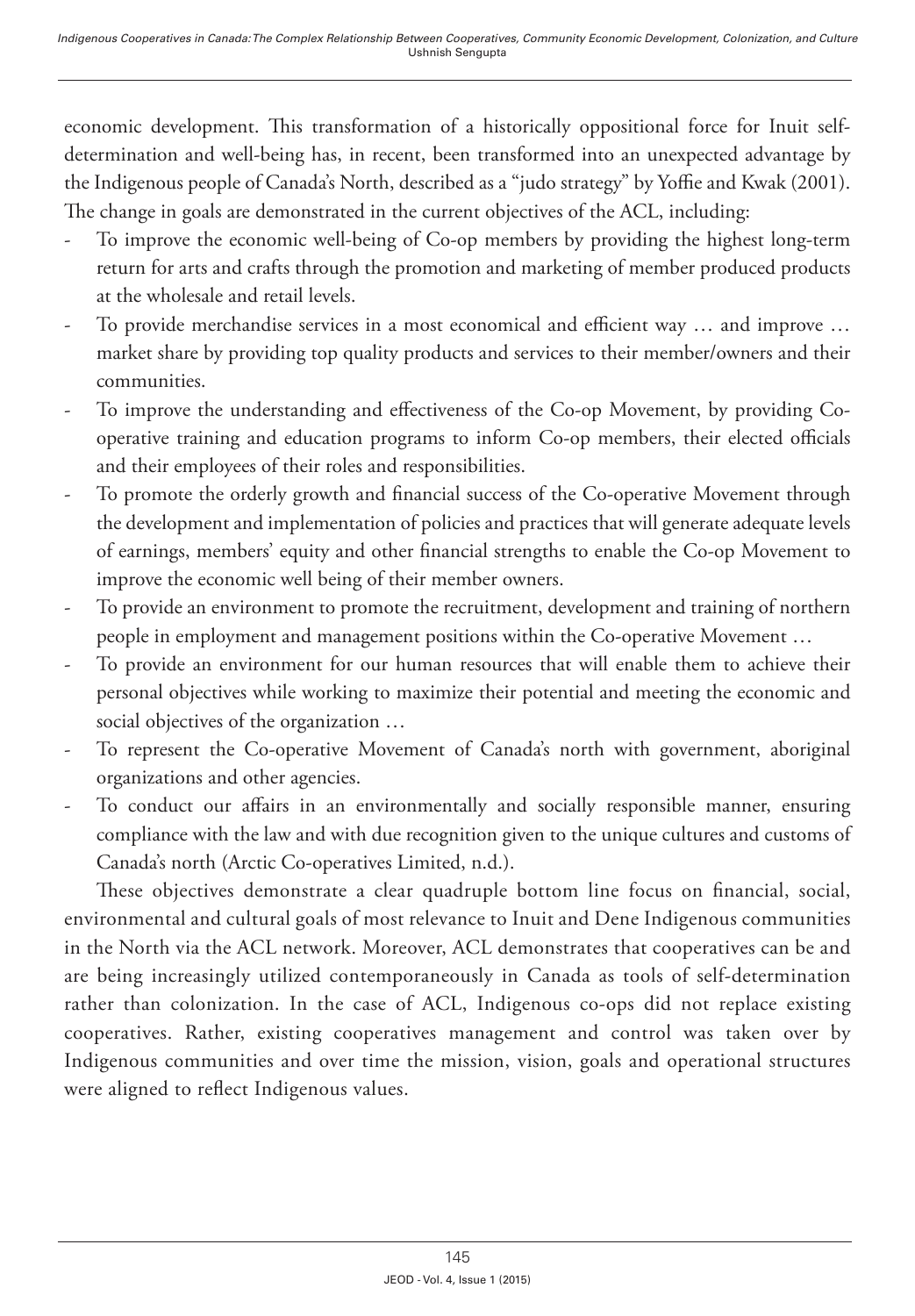economic development. This transformation of a historically oppositional force for Inuit self-determination and well-being has, in recent, been transformed into an unexpected advantage by the Indigenous people of Canada's North, described as a "judo strategy" by Yoffie and Kwak (2001). The change in goals are demonstrated in the current objectives of the ACL, including:

- To improve the economic well-being of Co-op members by providing the highest long-term return for arts and crafts through the promotion and marketing of member produced products at the wholesale and retail levels.
- To provide merchandise services in a most economical and efficient way … and improve … market share by providing top quality products and services to their member/owners and their communities.
- To improve the understanding and effectiveness of the Co-op Movement, by providing Co-operative training and education programs to inform Co-op members, their elected officials and their employees of their roles and responsibilities.
- To promote the orderly growth and financial success of the Co-operative Movement through the development and implementation of policies and practices that will generate adequate levels of earnings, members' equity and other financial strengths to enable the Co-op Movement to improve the economic well being of their member owners.
- To provide an environment to promote the recruitment, development and training of northern people in employment and management positions within the Co-operative Movement …
- To provide an environment for our human resources that will enable them to achieve their personal objectives while working to maximize their potential and meeting the economic and social objectives of the organization …
- To represent the Co-operative Movement of Canada's north with government, aboriginal organizations and other agencies.
- To conduct our affairs in an environmentally and socially responsible manner, ensuring compliance with the law and with due recognition given to the unique cultures and customs of Canada's north (Arctic Co-operatives Limited, n.d.).

These objectives demonstrate a clear quadruple bottom line focus on financial, social, environmental and cultural goals of most relevance to Inuit and Dene Indigenous communities in the North via the ACL network. Moreover, ACL demonstrates that cooperatives can be and are being increasingly utilized contemporaneously in Canada as tools of self-determination rather than colonization. In the case of ACL, Indigenous co-ops did not replace existing cooperatives. Rather, existing cooperatives management and control was taken over by Indigenous communities and over time the mission, vision, goals and operational structures were aligned to reflect Indigenous values.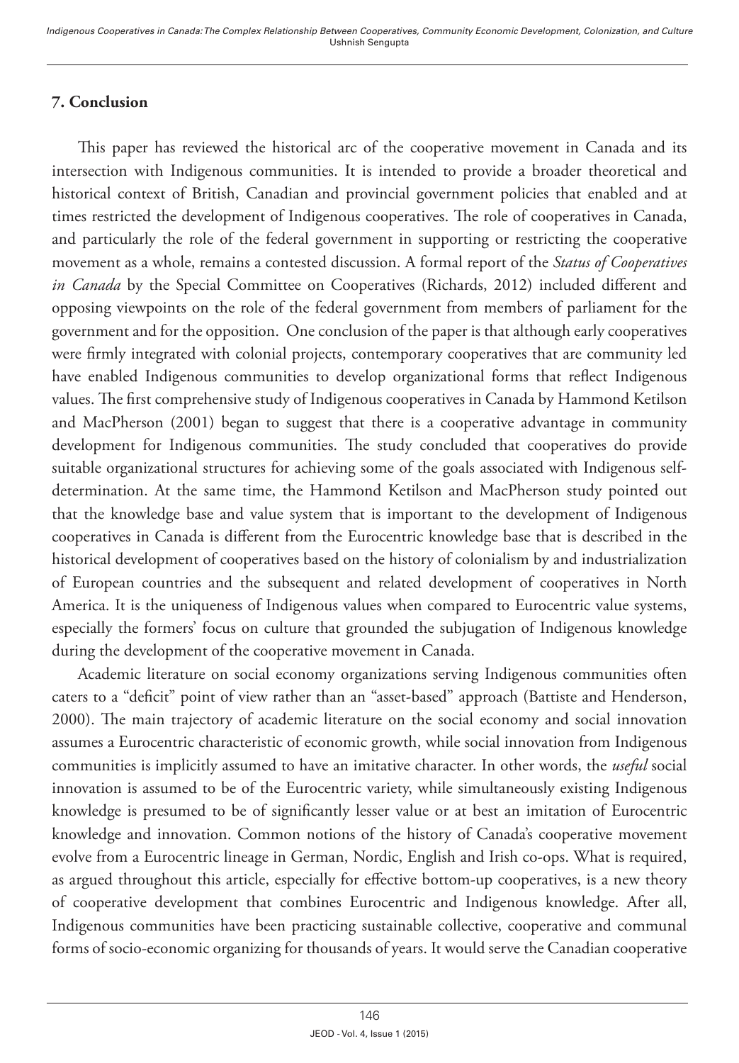## 7. Conclusion

This paper has reviewed the historical arc of the cooperative movement in Canada and its intersection with Indigenous communities. It is intended to provide a broader theoretical and historical context of British, Canadian and provincial government policies that enabled and at times restricted the development of Indigenous cooperatives. The role of cooperatives in Canada, and particularly the role of the federal government in supporting or restricting the cooperative movement as a whole, remains a contested discussion. A formal report of the *Status of Cooperatives in Canada* by the Special Committee on Cooperatives (Richards, 2012) included different and opposing viewpoints on the role of the federal government from members of parliament for the government and for the opposition. One conclusion of the paper is that although early cooperatives were firmly integrated with colonial projects, contemporary cooperatives that are community led have enabled Indigenous communities to develop organizational forms that reflect Indigenous values. The first comprehensive study of Indigenous cooperatives in Canada by Hammond Ketilson and MacPherson (2001) began to suggest that there is a cooperative advantage in community development for Indigenous communities. The study concluded that cooperatives do provide suitable organizational structures for achieving some of the goals associated with Indigenous self-determination. At the same time, the Hammond Ketilson and MacPherson study pointed out that the knowledge base and value system that is important to the development of Indigenous cooperatives in Canada is different from the Eurocentric knowledge base that is described in the historical development of cooperatives based on the history of colonialism by and industrialization of European countries and the subsequent and related development of cooperatives in North America. It is the uniqueness of Indigenous values when compared to Eurocentric value systems, especially the formers' focus on culture that grounded the subjugation of Indigenous knowledge during the development of the cooperative movement in Canada.

Academic literature on social economy organizations serving Indigenous communities often caters to a "deficit" point of view rather than an "asset-based" approach (Battiste and Henderson, 2000). The main trajectory of academic literature on the social economy and social innovation assumes a Eurocentric characteristic of economic growth, while social innovation from Indigenous communities is implicitly assumed to have an imitative character. In other words, the *useful* social innovation is assumed to be of the Eurocentric variety, while simultaneously existing Indigenous knowledge is presumed to be of significantly lesser value or at best an imitation of Eurocentric knowledge and innovation. Common notions of the history of Canada's cooperative movement evolve from a Eurocentric lineage in German, Nordic, English and Irish co-ops. What is required, as argued throughout this article, especially for effective bottom-up cooperatives, is a new theory of cooperative development that combines Eurocentric and Indigenous knowledge. After all, Indigenous communities have been practicing sustainable collective, cooperative and communal forms of socio-economic organizing for thousands of years. It would serve the Canadian cooperative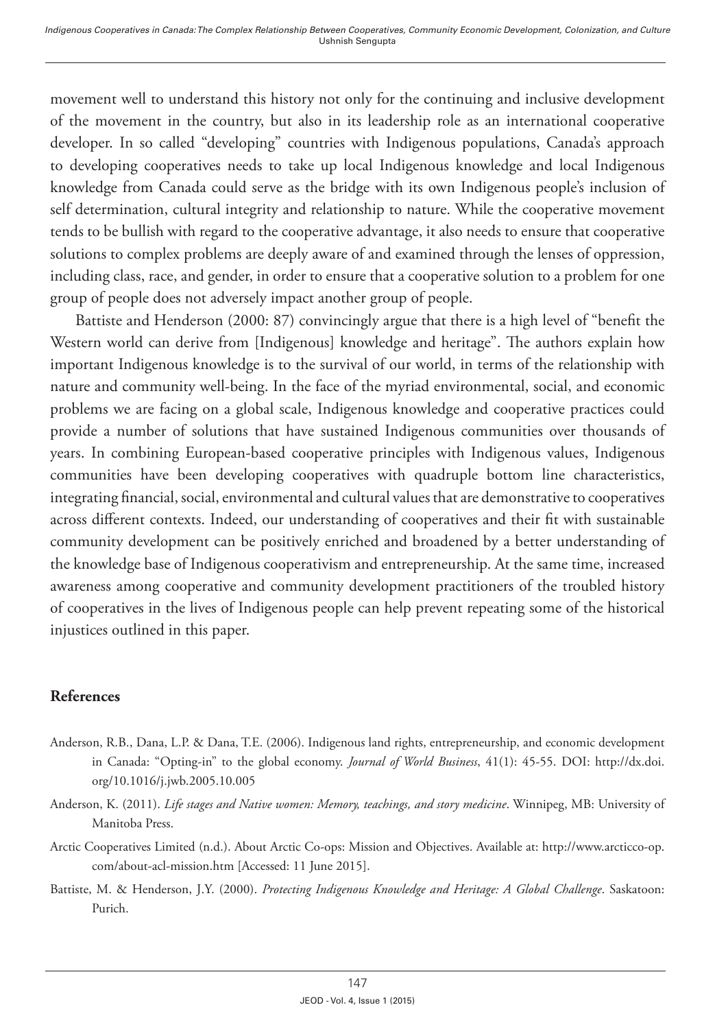movement well to understand this history not only for the continuing and inclusive development of the movement in the country, but also in its leadership role as an international cooperative developer. In so called "developing" countries with Indigenous populations, Canada's approach to developing cooperatives needs to take up local Indigenous knowledge and local Indigenous knowledge from Canada could serve as the bridge with its own Indigenous people's inclusion of self determination, cultural integrity and relationship to nature. While the cooperative movement tends to be bullish with regard to the cooperative advantage, it also needs to ensure that cooperative solutions to complex problems are deeply aware of and examined through the lenses of oppression, including class, race, and gender, in order to ensure that a cooperative solution to a problem for one group of people does not adversely impact another group of people.

Battiste and Henderson (2000: 87) convincingly argue that there is a high level of "benefit the Western world can derive from [Indigenous] knowledge and heritage". The authors explain how important Indigenous knowledge is to the survival of our world, in terms of the relationship with nature and community well-being. In the face of the myriad environmental, social, and economic problems we are facing on a global scale, Indigenous knowledge and cooperative practices could provide a number of solutions that have sustained Indigenous communities over thousands of years. In combining European-based cooperative principles with Indigenous values, Indigenous communities have been developing cooperatives with quadruple bottom line characteristics, integrating financial, social, environmental and cultural values that are demonstrative to cooperatives across different contexts. Indeed, our understanding of cooperatives and their fit with sustainable community development can be positively enriched and broadened by a better understanding of the knowledge base of Indigenous cooperativism and entrepreneurship. At the same time, increased awareness among cooperative and community development practitioners of the troubled history of cooperatives in the lives of Indigenous people can help prevent repeating some of the historical injustices outlined in this paper.

## References

Anderson, R.B., Dana, L.P. & Dana, T.E. (2006). Indigenous land rights, entrepreneurship, and economic development in Canada: "Opting-in" to the global economy. *Journal of World Business*, 41(1): 45-55. DOI: http://dx.doi.org/10.1016/j.jwb.2005.10.005

Anderson, K. (2011). *Life stages and Native women: Memory, teachings, and story medicine*. Winnipeg, MB: University of Manitoba Press.

Arctic Cooperatives Limited (n.d.). About Arctic Co-ops: Mission and Objectives. Available at: http://www.arcticco-op.com/about-acl-mission.htm [Accessed: 11 June 2015].

Battiste, M. & Henderson, J.Y. (2000). *Protecting Indigenous Knowledge and Heritage: A Global Challenge*. Saskatoon: Purich.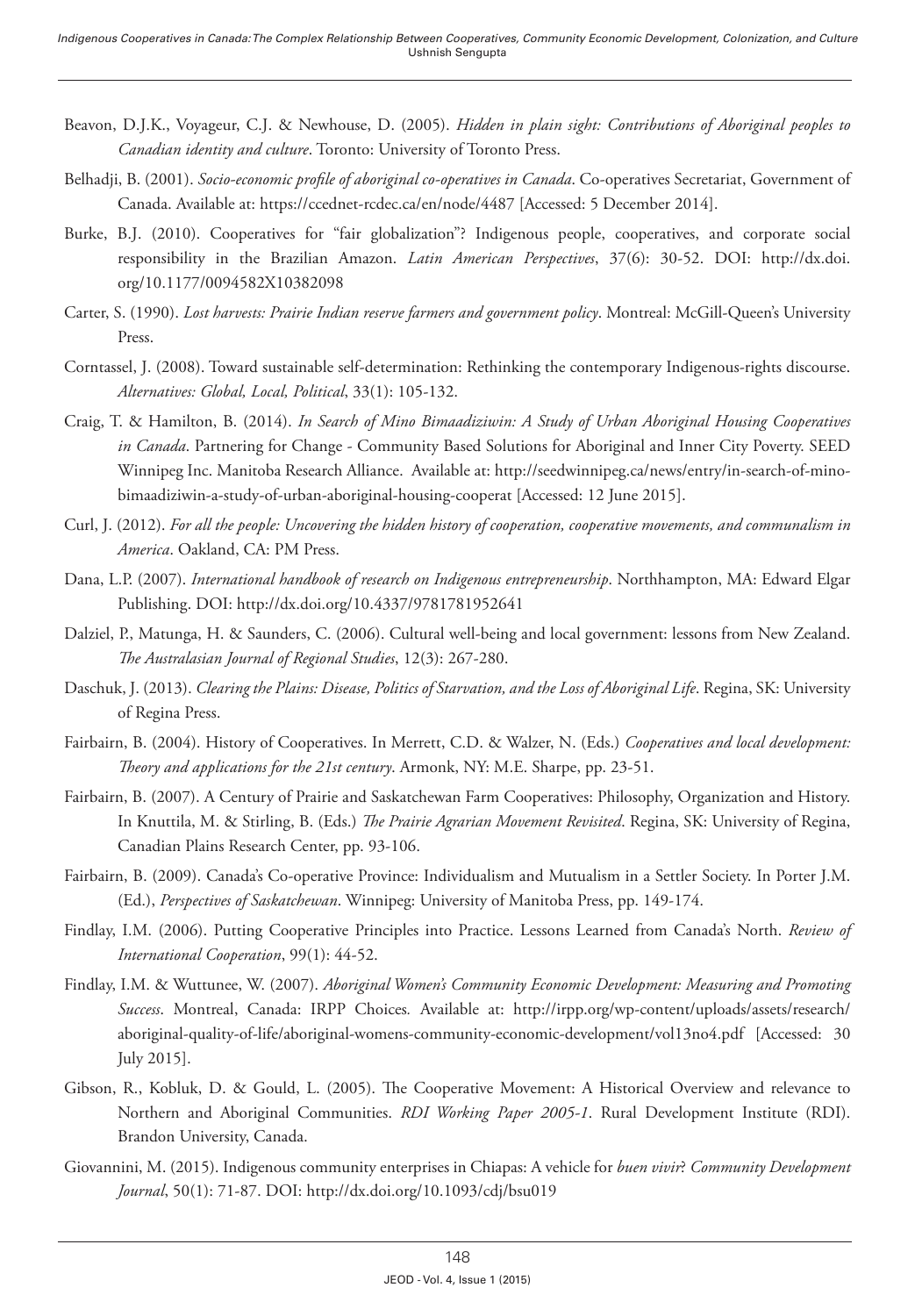Beavon, D.J.K., Voyageur, C.J. & Newhouse, D. (2005). *Hidden in plain sight: Contributions of Aboriginal peoples to Canadian identity and culture*. Toronto: University of Toronto Press.

Belhadji, B. (2001). *Socio-economic profile of aboriginal co-operatives in Canada*. Co-operatives Secretariat, Government of Canada. Available at: https://ccednet-rcdec.ca/en/node/4487 [Accessed: 5 December 2014].

Burke, B.J. (2010). Cooperatives for "fair globalization"? Indigenous people, cooperatives, and corporate social responsibility in the Brazilian Amazon. *Latin American Perspectives*, 37(6): 30-52. DOI: http://dx.doi.org/10.1177/0094582X10382098

Carter, S. (1990). *Lost harvests: Prairie Indian reserve farmers and government policy*. Montreal: McGill-Queen's University Press.

Corntassel, J. (2008). Toward sustainable self-determination: Rethinking the contemporary Indigenous-rights discourse. *Alternatives: Global, Local, Political*, 33(1): 105-132.

Craig, T. & Hamilton, B. (2014). *In Search of Mino Bimaadiziwin: A Study of Urban Aboriginal Housing Cooperatives in Canada*. Partnering for Change - Community Based Solutions for Aboriginal and Inner City Poverty. SEED Winnipeg Inc. Manitoba Research Alliance. Available at: http://seedwinnipeg.ca/news/entry/in-search-of-mino-bimaadiziwin-a-study-of-urban-aboriginal-housing-cooperat [Accessed: 12 June 2015].

Curl, J. (2012). *For all the people: Uncovering the hidden history of cooperation, cooperative movements, and communalism in America*. Oakland, CA: PM Press.

Dana, L.P. (2007). *International handbook of research on Indigenous entrepreneurship*. Northhampton, MA: Edward Elgar Publishing. DOI: http://dx.doi.org/10.4337/9781781952641

Dalziel, P., Matunga, H. & Saunders, C. (2006). Cultural well-being and local government: lessons from New Zealand. *The Australasian Journal of Regional Studies*, 12(3): 267-280.

Daschuk, J. (2013). *Clearing the Plains: Disease, Politics of Starvation, and the Loss of Aboriginal Life*. Regina, SK: University of Regina Press.

Fairbairn, B. (2004). History of Cooperatives. In Merrett, C.D. & Walzer, N. (Eds.) *Cooperatives and local development: Theory and applications for the 21st century*. Armonk, NY: M.E. Sharpe, pp. 23-51.

Fairbairn, B. (2007). A Century of Prairie and Saskatchewan Farm Cooperatives: Philosophy, Organization and History. In Knuttila, M. & Stirling, B. (Eds.) *The Prairie Agrarian Movement Revisited*. Regina, SK: University of Regina, Canadian Plains Research Center, pp. 93-106.

Fairbairn, B. (2009). Canada's Co-operative Province: Individualism and Mutualism in a Settler Society. In Porter J.M. (Ed.), *Perspectives of Saskatchewan*. Winnipeg: University of Manitoba Press, pp. 149-174.

Findlay, I.M. (2006). Putting Cooperative Principles into Practice. Lessons Learned from Canada's North. *Review of International Cooperation*, 99(1): 44-52.

Findlay, I.M. & Wuttunee, W. (2007). *Aboriginal Women's Community Economic Development: Measuring and Promoting Success*. Montreal, Canada: IRPP Choices*.* Available at: http://irpp.org/wp-content/uploads/assets/research/aboriginal-quality-of-life/aboriginal-womens-community-economic-development/vol13no4.pdf [Accessed: 30 July 2015].

Gibson, R., Kobluk, D. & Gould, L. (2005). The Cooperative Movement: A Historical Overview and relevance to Northern and Aboriginal Communities. *RDI Working Paper 2005-1*. Rural Development Institute (RDI). Brandon University, Canada.

Giovannini, M. (2015). Indigenous community enterprises in Chiapas: A vehicle for *buen vivir*? *Community Development Journal*, 50(1): 71-87. DOI: http://dx.doi.org/10.1093/cdj/bsu019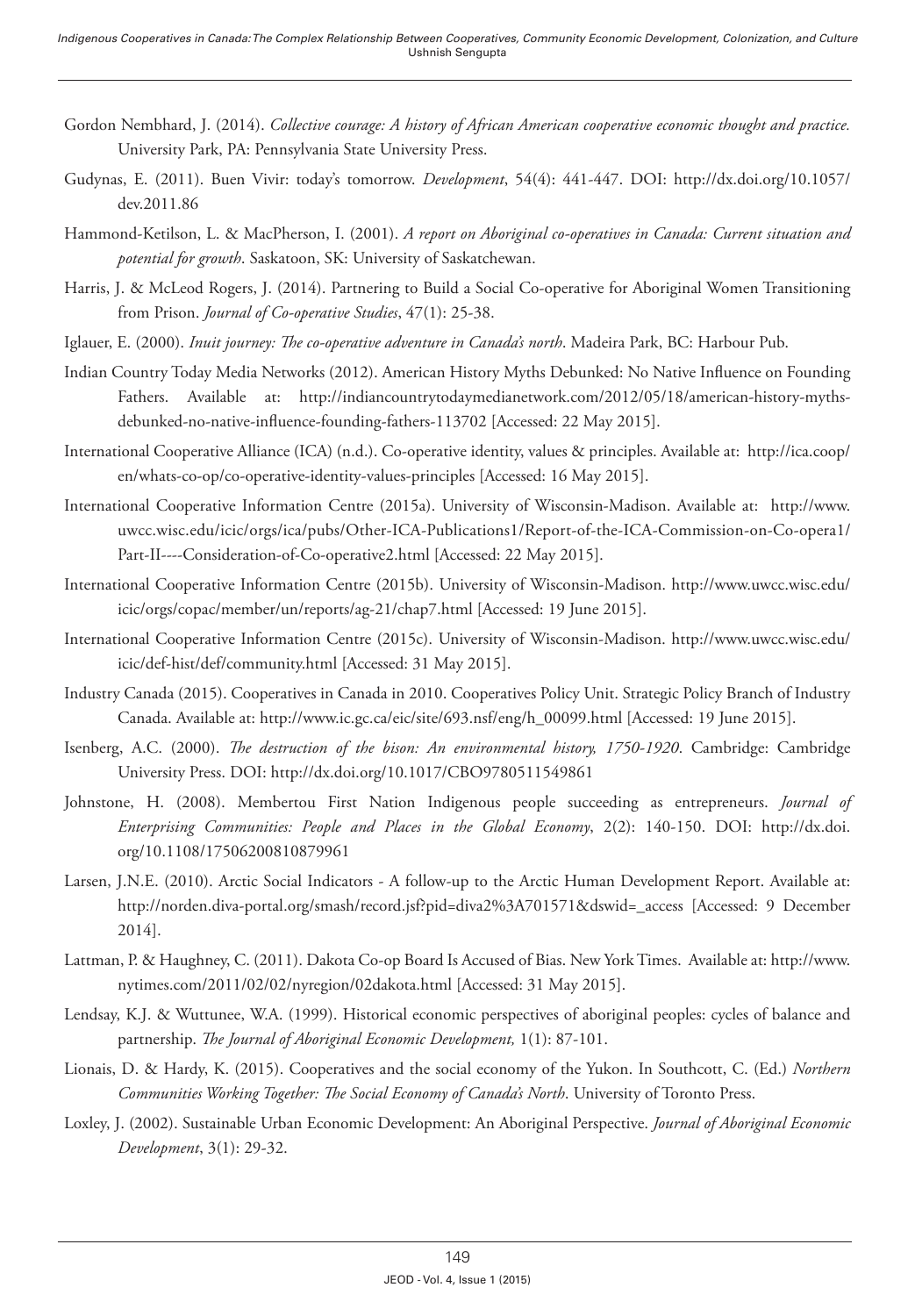Gordon Nembhard, J. (2014). *Collective courage: A history of African American cooperative economic thought and practice.* University Park, PA: Pennsylvania State University Press.

Gudynas, E. (2011). Buen Vivir: today's tomorrow. *Development*, 54(4): 441-447. DOI: http://dx.doi.org/10.1057/dev.2011.86

Hammond-Ketilson, L. & MacPherson, I. (2001). *A report on Aboriginal co-operatives in Canada: Current situation and potential for growth*. Saskatoon, SK: University of Saskatchewan.

Harris, J. & McLeod Rogers, J. (2014). Partnering to Build a Social Co-operative for Aboriginal Women Transitioning from Prison. *Journal of Co-operative Studies*, 47(1): 25-38.

Iglauer, E. (2000). *Inuit journey: The co-operative adventure in Canada's north*. Madeira Park, BC: Harbour Pub.

Indian Country Today Media Networks (2012). American History Myths Debunked: No Native Influence on Founding Fathers. Available at: http://indiancountrytodaymedianetwork.com/2012/05/18/american-history-myths-debunked-no-native-influence-founding-fathers-113702 [Accessed: 22 May 2015].

International Cooperative Alliance (ICA) (n.d.). Co-operative identity, values & principles. Available at: http://ica.coop/en/whats-co-op/co-operative-identity-values-principles [Accessed: 16 May 2015].

International Cooperative Information Centre (2015a). University of Wisconsin-Madison. Available at: http://www.uwcc.wisc.edu/icic/orgs/ica/pubs/Other-ICA-Publications1/Report-of-the-ICA-Commission-on-Co-opera1/Part-II----Consideration-of-Co-operative2.html [Accessed: 22 May 2015].

International Cooperative Information Centre (2015b). University of Wisconsin-Madison. http://www.uwcc.wisc.edu/icic/orgs/copac/member/un/reports/ag-21/chap7.html [Accessed: 19 June 2015].

International Cooperative Information Centre (2015c). University of Wisconsin-Madison. http://www.uwcc.wisc.edu/icic/def-hist/def/community.html [Accessed: 31 May 2015].

Industry Canada (2015). Cooperatives in Canada in 2010. Cooperatives Policy Unit. Strategic Policy Branch of Industry Canada. Available at: http://www.ic.gc.ca/eic/site/693.nsf/eng/h_00099.html [Accessed: 19 June 2015].

Isenberg, A.C. (2000). *The destruction of the bison: An environmental history, 1750-1920*. Cambridge: Cambridge University Press. DOI: http://dx.doi.org/10.1017/CBO9780511549861

Johnstone, H. (2008). Membertou First Nation Indigenous people succeeding as entrepreneurs. *Journal of Enterprising Communities: People and Places in the Global Economy*, 2(2): 140-150. DOI: http://dx.doi.org/10.1108/17506200810879961

Larsen, J.N.E. (2010). Arctic Social Indicators - A follow-up to the Arctic Human Development Report. Available at: http://norden.diva-portal.org/smash/record.jsf?pid=diva2%3A701571&dswid=_access [Accessed: 9 December 2014].

Lattman, P. & Haughney, C. (2011). Dakota Co-op Board Is Accused of Bias. New York Times. Available at: http://www.nytimes.com/2011/02/02/nyregion/02dakota.html [Accessed: 31 May 2015].

Lendsay, K.J. & Wuttunee, W.A. (1999). Historical economic perspectives of aboriginal peoples: cycles of balance and partnership. *The Journal of Aboriginal Economic Development,* 1(1): 87-101.

Lionais, D. & Hardy, K. (2015). Cooperatives and the social economy of the Yukon. In Southcott, C. (Ed.) *Northern Communities Working Together: The Social Economy of Canada's North*. University of Toronto Press.

Loxley, J. (2002). Sustainable Urban Economic Development: An Aboriginal Perspective. *Journal of Aboriginal Economic Development*, 3(1): 29-32.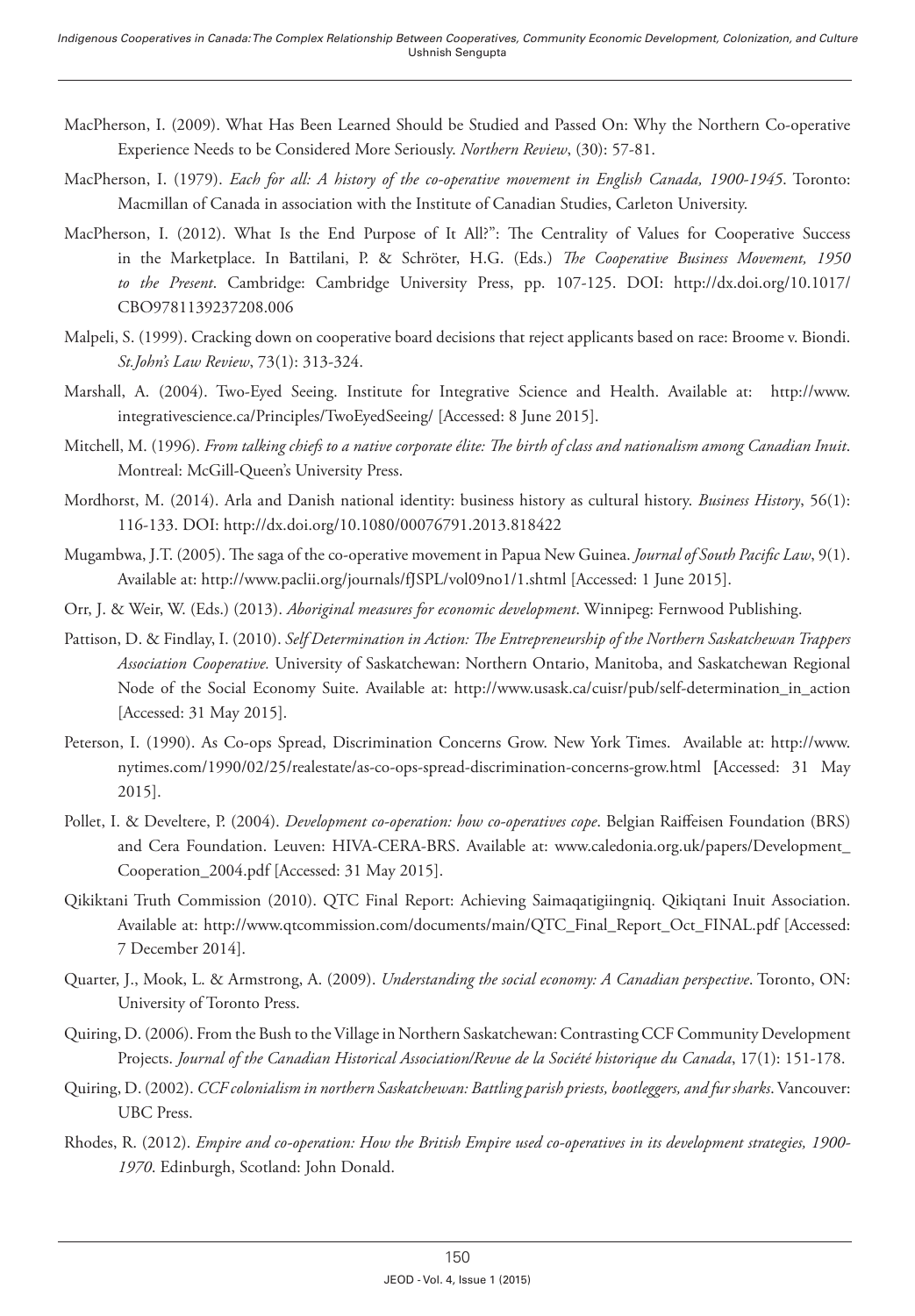MacPherson, I. (2009). What Has Been Learned Should be Studied and Passed On: Why the Northern Co-operative Experience Needs to be Considered More Seriously. *Northern Review*, (30): 57-81.

MacPherson, I. (1979). *Each for all: A history of the co-operative movement in English Canada, 1900-1945*. Toronto: Macmillan of Canada in association with the Institute of Canadian Studies, Carleton University.

MacPherson, I. (2012). What Is the End Purpose of It All?": The Centrality of Values for Cooperative Success in the Marketplace. In Battilani, P. & Schröter, H.G. (Eds.) *The Cooperative Business Movement, 1950 to the Present*. Cambridge: Cambridge University Press, pp. 107-125. DOI: http://dx.doi.org/10.1017/CBO9781139237208.006

Malpeli, S. (1999). Cracking down on cooperative board decisions that reject applicants based on race: Broome v. Biondi. *St.John's Law Review*, 73(1): 313-324.

Marshall, A. (2004). Two-Eyed Seeing. Institute for Integrative Science and Health. Available at: http://www.integrativescience.ca/Principles/TwoEyedSeeing/ [Accessed: 8 June 2015].

Mitchell, M. (1996). *From talking chiefs to a native corporate élite: The birth of class and nationalism among Canadian Inuit*. Montreal: McGill-Queen's University Press.

Mordhorst, M. (2014). Arla and Danish national identity: business history as cultural history. *Business History*, 56(1): 116-133. DOI: http://dx.doi.org/10.1080/00076791.2013.818422

Mugambwa, J.T. (2005). The saga of the co-operative movement in Papua New Guinea. *Journal of South Pacific Law*, 9(1). Available at: http://www.paclii.org/journals/fJSPL/vol09no1/1.shtml [Accessed: 1 June 2015].

Orr, J. & Weir, W. (Eds.) (2013). *Aboriginal measures for economic development*. Winnipeg: Fernwood Publishing.

Pattison, D. & Findlay, I. (2010). *Self Determination in Action: The Entrepreneurship of the Northern Saskatchewan Trappers Association Cooperative.* University of Saskatchewan: Northern Ontario, Manitoba, and Saskatchewan Regional Node of the Social Economy Suite. Available at: http://www.usask.ca/cuisr/pub/self-determination_in_action [Accessed: 31 May 2015].

Peterson, I. (1990). As Co-ops Spread, Discrimination Concerns Grow. New York Times. Available at: http://www.nytimes.com/1990/02/25/realestate/as-co-ops-spread-discrimination-concerns-grow.html [Accessed: 31 May 2015].

Pollet, I. & Develtere, P. (2004). *Development co-operation: how co-operatives cope*. Belgian Raiffeisen Foundation (BRS) and Cera Foundation. Leuven: HIVA-CERA-BRS. Available at: www.caledonia.org.uk/papers/Development_Cooperation_2004.pdf [Accessed: 31 May 2015].

Qikiktani Truth Commission (2010). QTC Final Report: Achieving Saimaqatigiingniq. Qikiqtani Inuit Association. Available at: http://www.qtcommission.com/documents/main/QTC_Final_Report_Oct_FINAL.pdf [Accessed: 7 December 2014].

Quarter, J., Mook, L. & Armstrong, A. (2009). *Understanding the social economy: A Canadian perspective*. Toronto, ON: University of Toronto Press.

Quiring, D. (2006). From the Bush to the Village in Northern Saskatchewan: Contrasting CCF Community Development Projects. *Journal of the Canadian Historical Association/Revue de la Société historique du Canada*, 17(1): 151-178.

Quiring, D. (2002). *CCF colonialism in northern Saskatchewan: Battling parish priests, bootleggers, and fur sharks*. Vancouver: UBC Press.

Rhodes, R. (2012). *Empire and co-operation: How the British Empire used co-operatives in its development strategies, 1900-1970*. Edinburgh, Scotland: John Donald.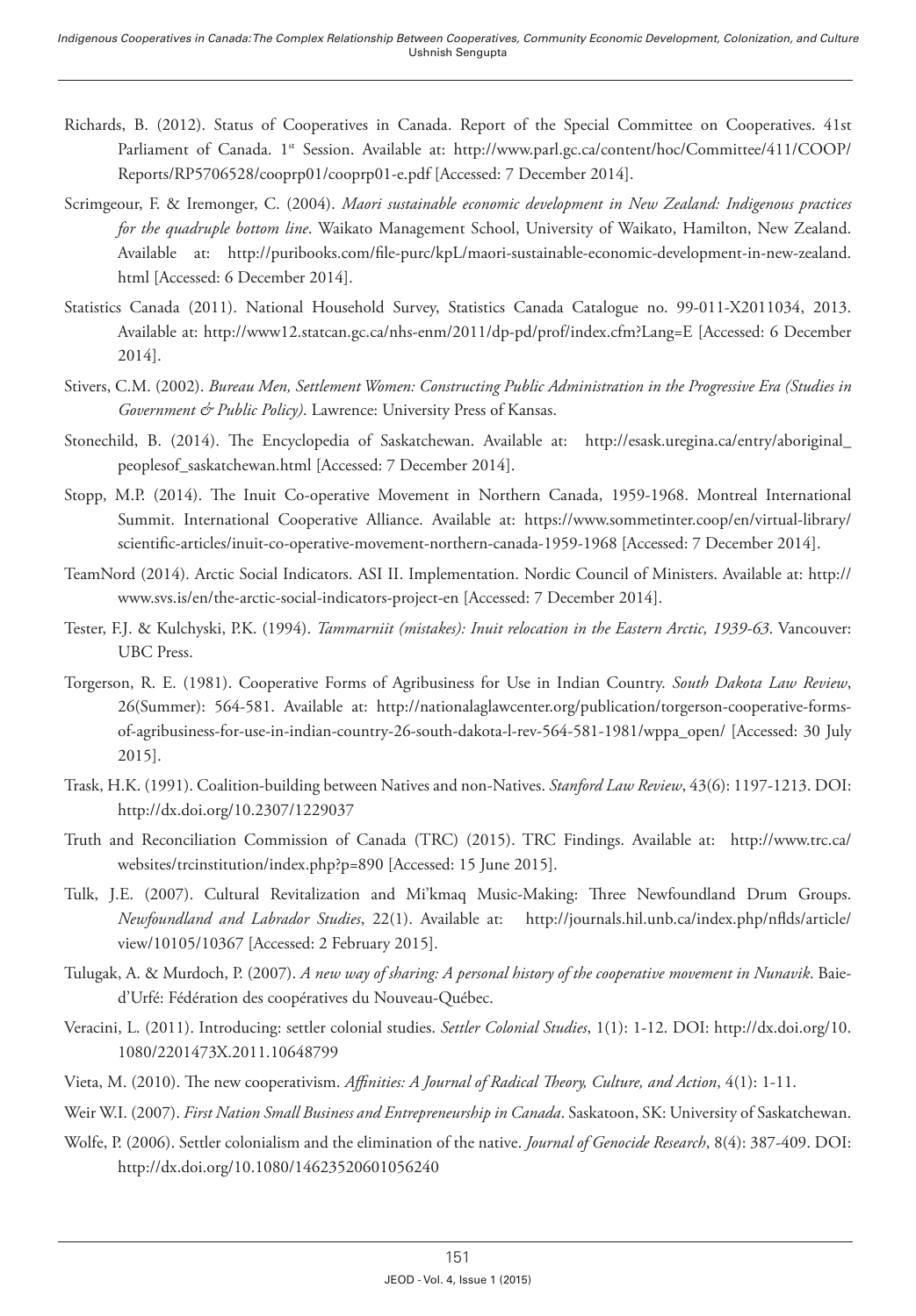Richards, B. (2012). Status of Cooperatives in Canada. Report of the Special Committee on Cooperatives. 41st Parliament of Canada. 1st Session. Available at: http://www.parl.gc.ca/content/hoc/Committee/411/COOP/Reports/RP5706528/cooprp01/cooprp01-e.pdf [Accessed: 7 December 2014].

Scrimgeour, F. & Iremonger, C. (2004). *Maori sustainable economic development in New Zealand: Indigenous practices for the quadruple bottom line*. Waikato Management School, University of Waikato, Hamilton, New Zealand. Available at: http://puribooks.com/file-purc/kpL/maori-sustainable-economic-development-in-new-zealand.html [Accessed: 6 December 2014].

Statistics Canada (2011). National Household Survey, Statistics Canada Catalogue no. 99-011-X2011034, 2013. Available at: http://www12.statcan.gc.ca/nhs-enm/2011/dp-pd/prof/index.cfm?Lang=E [Accessed: 6 December 2014].

Stivers, C.M. (2002). *Bureau Men, Settlement Women: Constructing Public Administration in the Progressive Era (Studies in Government & Public Policy)*. Lawrence: University Press of Kansas.

Stonechild, B. (2014). The Encyclopedia of Saskatchewan. Available at: http://esask.uregina.ca/entry/aboriginal_peoplesof_saskatchewan.html [Accessed: 7 December 2014].

Stopp, M.P. (2014). The Inuit Co-operative Movement in Northern Canada, 1959-1968. Montreal International Summit. International Cooperative Alliance. Available at: https://www.sommetinter.coop/en/virtual-library/scientific-articles/inuit-co-operative-movement-northern-canada-1959-1968 [Accessed: 7 December 2014].

TeamNord (2014). Arctic Social Indicators. ASI II. Implementation. Nordic Council of Ministers. Available at: http://www.svs.is/en/the-arctic-social-indicators-project-en [Accessed: 7 December 2014].

Tester, F.J. & Kulchyski, P.K. (1994). *Tammarniit (mistakes): Inuit relocation in the Eastern Arctic, 1939-63*. Vancouver: UBC Press.

Torgerson, R. E. (1981). Cooperative Forms of Agribusiness for Use in Indian Country. *South Dakota Law Review*, 26(Summer): 564-581. Available at: http://nationalaglawcenter.org/publication/torgerson-cooperative-forms-of-agribusiness-for-use-in-indian-country-26-south-dakota-l-rev-564-581-1981/wppa_open/ [Accessed: 30 July 2015].

Trask, H.K. (1991). Coalition-building between Natives and non-Natives. *Stanford Law Review*, 43(6): 1197-1213. DOI: http://dx.doi.org/10.2307/1229037

Truth and Reconciliation Commission of Canada (TRC) (2015). TRC Findings. Available at: http://www.trc.ca/websites/trcinstitution/index.php?p=890 [Accessed: 15 June 2015].

Tulk, J.E. (2007). Cultural Revitalization and Mi'kmaq Music-Making: Three Newfoundland Drum Groups. *Newfoundland and Labrador Studies*, 22(1). Available at: http://journals.hil.unb.ca/index.php/nflds/article/view/10105/10367 [Accessed: 2 February 2015].

Tulugak, A. & Murdoch, P. (2007). *A new way of sharing: A personal history of the cooperative movement in Nunavik*. Baie-d'Urfé: Fédération des coopératives du Nouveau-Québec.

Veracini, L. (2011). Introducing: settler colonial studies. *Settler Colonial Studies*, 1(1): 1-12. DOI: http://dx.doi.org/10.1080/2201473X.2011.10648799

Vieta, M. (2010). The new cooperativism. *Affinities: A Journal of Radical Theory, Culture, and Action*, 4(1): 1-11.

Weir W.I. (2007). *First Nation Small Business and Entrepreneurship in Canada*. Saskatoon, SK: University of Saskatchewan.

Wolfe, P. (2006). Settler colonialism and the elimination of the native. *Journal of Genocide Research*, 8(4): 387-409. DOI: http://dx.doi.org/10.1080/14623520601056240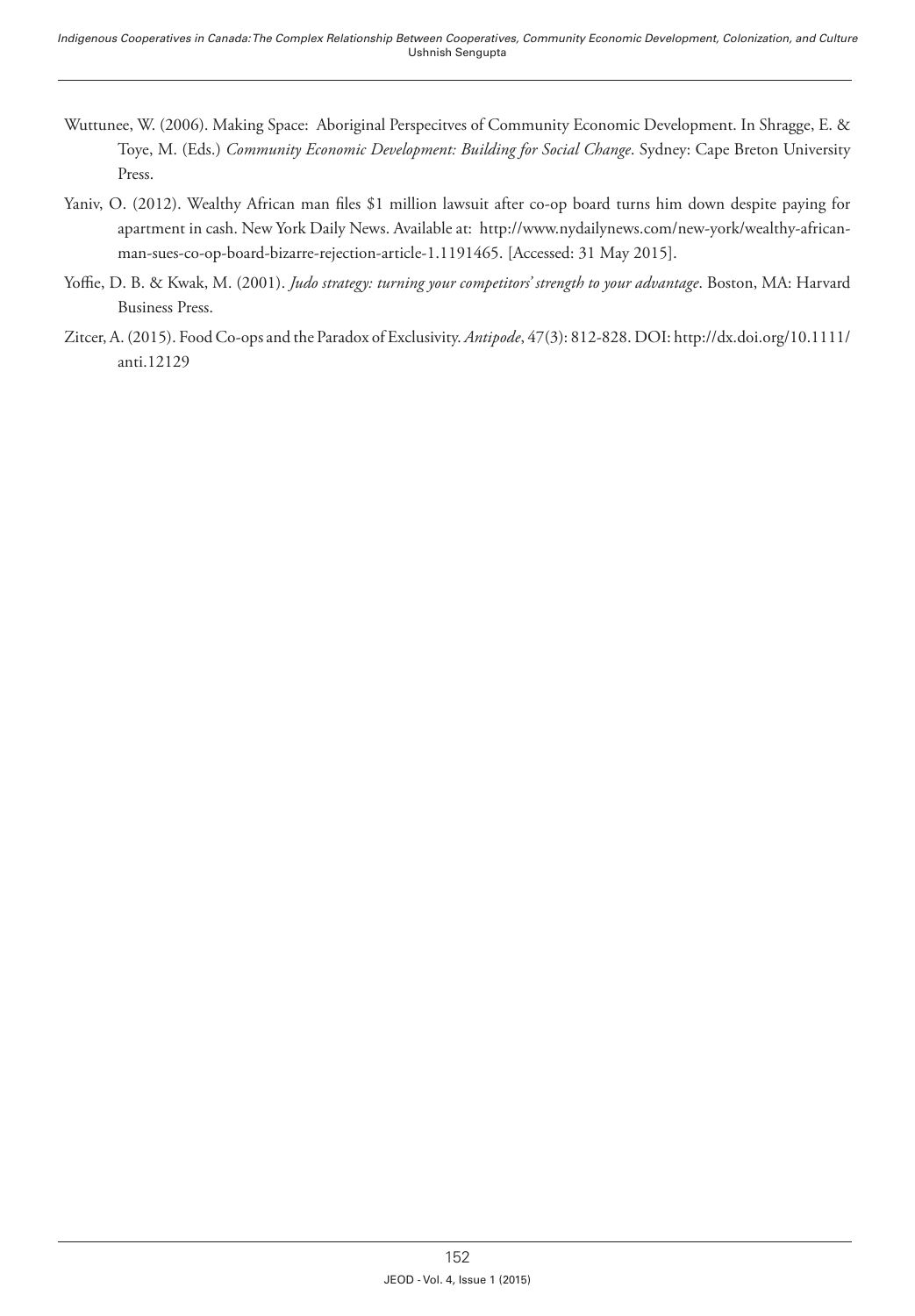Wuttunee, W. (2006). Making Space: Aboriginal Perspecitves of Community Economic Development. In Shragge, E. & Toye, M. (Eds.) *Community Economic Development: Building for Social Change*. Sydney: Cape Breton University Press.

Yaniv, O. (2012). Wealthy African man files $1 million lawsuit after co-op board turns him down despite paying for apartment in cash. New York Daily News. Available at: http://www.nydailynews.com/new-york/wealthy-african-man-sues-co-op-board-bizarre-rejection-article-1.1191465. [Accessed: 31 May 2015].

Yoffie, D. B. & Kwak, M. (2001). *Judo strategy: turning your competitors' strength to your advantage*. Boston, MA: Harvard Business Press.

Zitcer, A. (2015). Food Co-ops and the Paradox of Exclusivity. *Antipode*, 47(3): 812-828. DOI: http://dx.doi.org/10.1111/anti.12129